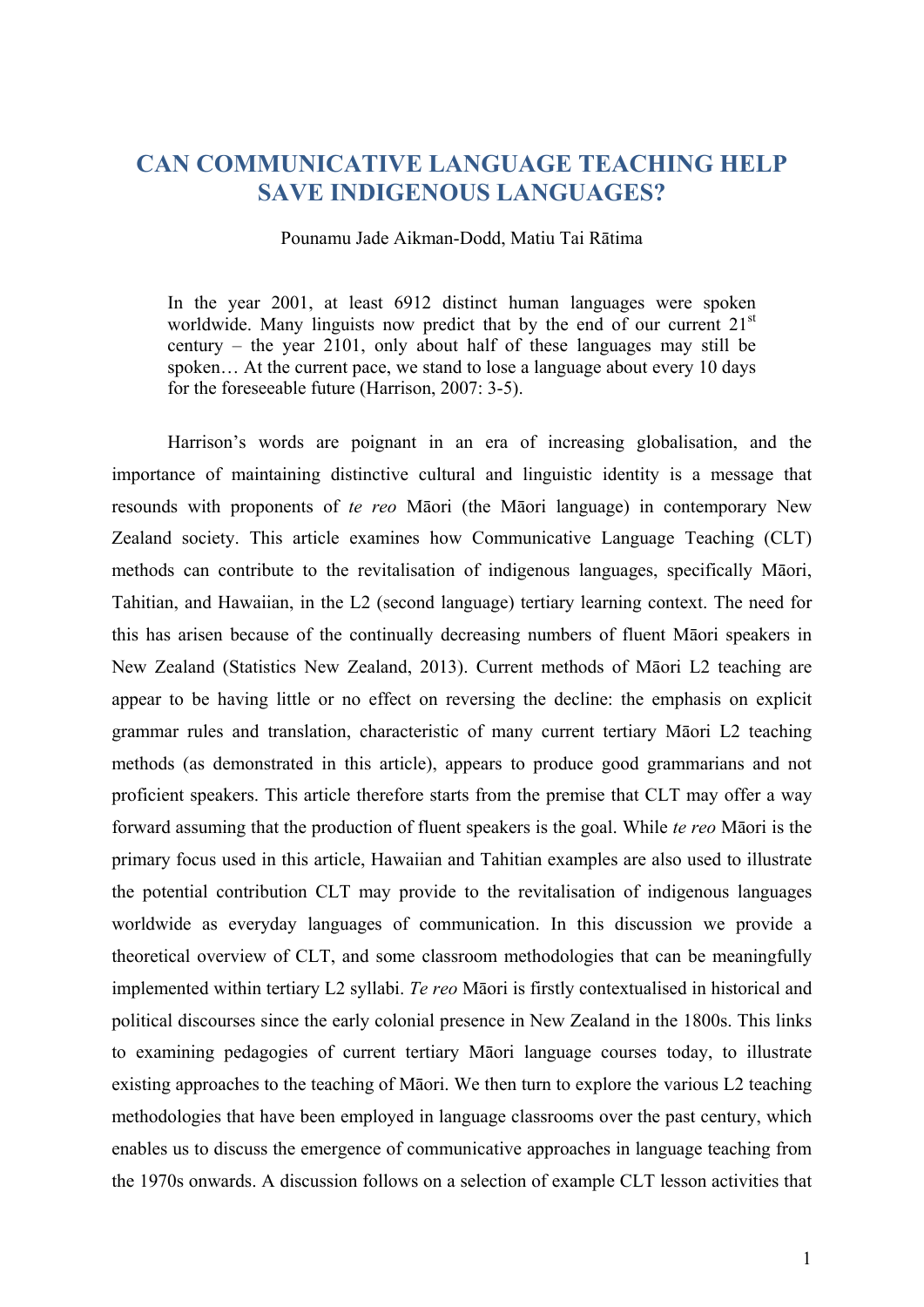# CAN COMMUNICATIVE LANGUAGE TEACHING HELP SAVE INDIGENOUS LANGUAGES?

Pounamu Jade Aikman-Dodd, Matiu Tai Rātima

> In the year 2001, at least 6912 distinct human languages were spoken worldwide. Many linguists now predict that by the end of our current 21st century – the year 2101, only about half of these languages may still be spoken… At the current pace, we stand to lose a language about every 10 days for the foreseeable future (Harrison, 2007: 3-5).

Harrison's words are poignant in an era of increasing globalisation, and the importance of maintaining distinctive cultural and linguistic identity is a message that resounds with proponents of *te reo* Māori (the Māori language) in contemporary New Zealand society. This article examines how Communicative Language Teaching (CLT) methods can contribute to the revitalisation of indigenous languages, specifically Māori, Tahitian, and Hawaiian, in the L2 (second language) tertiary learning context. The need for this has arisen because of the continually decreasing numbers of fluent Māori speakers in New Zealand (Statistics New Zealand, 2013). Current methods of Māori L2 teaching are appear to be having little or no effect on reversing the decline: the emphasis on explicit grammar rules and translation, characteristic of many current tertiary Māori L2 teaching methods (as demonstrated in this article), appears to produce good grammarians and not proficient speakers. This article therefore starts from the premise that CLT may offer a way forward assuming that the production of fluent speakers is the goal. While *te reo* Māori is the primary focus used in this article, Hawaiian and Tahitian examples are also used to illustrate the potential contribution CLT may provide to the revitalisation of indigenous languages worldwide as everyday languages of communication. In this discussion we provide a theoretical overview of CLT, and some classroom methodologies that can be meaningfully implemented within tertiary L2 syllabi. *Te reo* Māori is firstly contextualised in historical and political discourses since the early colonial presence in New Zealand in the 1800s. This links to examining pedagogies of current tertiary Māori language courses today, to illustrate existing approaches to the teaching of Māori. We then turn to explore the various L2 teaching methodologies that have been employed in language classrooms over the past century, which enables us to discuss the emergence of communicative approaches in language teaching from the 1970s onwards. A discussion follows on a selection of example CLT lesson activities that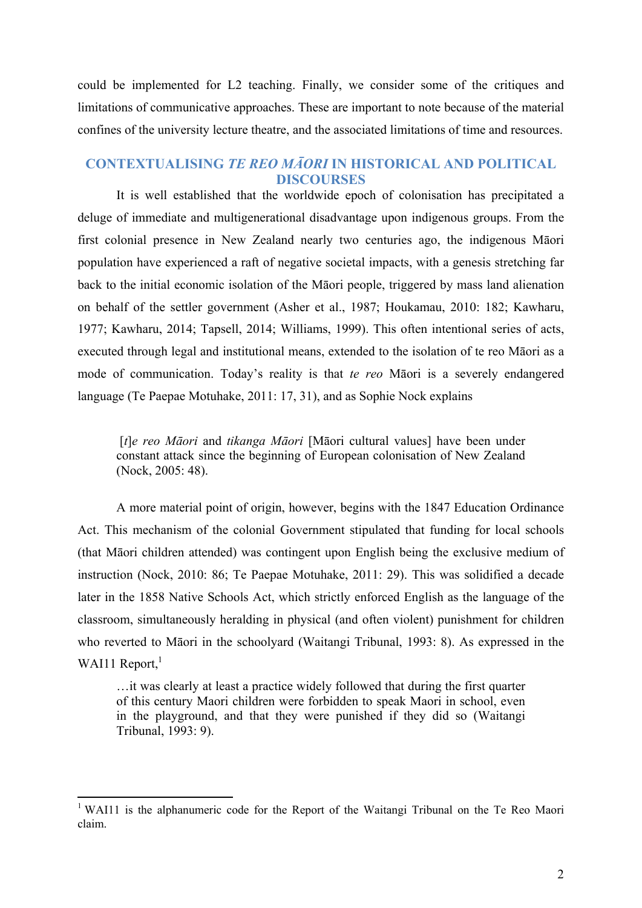could be implemented for L2 teaching. Finally, we consider some of the critiques and limitations of communicative approaches. These are important to note because of the material confines of the university lecture theatre, and the associated limitations of time and resources.

## CONTEXTUALISING *TE REO MĀORI* IN HISTORICAL AND POLITICAL DISCOURSES

It is well established that the worldwide epoch of colonisation has precipitated a deluge of immediate and multigenerational disadvantage upon indigenous groups. From the first colonial presence in New Zealand nearly two centuries ago, the indigenous Māori population have experienced a raft of negative societal impacts, with a genesis stretching far back to the initial economic isolation of the Māori people, triggered by mass land alienation on behalf of the settler government (Asher et al., 1987; Houkamau, 2010: 182; Kawharu, 1977; Kawharu, 2014; Tapsell, 2014; Williams, 1999). This often intentional series of acts, executed through legal and institutional means, extended to the isolation of te reo Māori as a mode of communication. Today's reality is that *te reo* Māori is a severely endangered language (Te Paepae Motuhake, 2011: 17, 31), and as Sophie Nock explains

> [*t*]*e reo Māori* and *tikanga Māori* [Māori cultural values] have been under constant attack since the beginning of European colonisation of New Zealand (Nock, 2005: 48).

A more material point of origin, however, begins with the 1847 Education Ordinance Act. This mechanism of the colonial Government stipulated that funding for local schools (that Māori children attended) was contingent upon English being the exclusive medium of instruction (Nock, 2010: 86; Te Paepae Motuhake, 2011: 29). This was solidified a decade later in the 1858 Native Schools Act, which strictly enforced English as the language of the classroom, simultaneously heralding in physical (and often violent) punishment for children who reverted to Māori in the schoolyard (Waitangi Tribunal, 1993: 8). As expressed in the WAI11 Report,[1]

> …it was clearly at least a practice widely followed that during the first quarter of this century Maori children were forbidden to speak Maori in school, even in the playground, and that they were punished if they did so (Waitangi Tribunal, 1993: 9).

[1] WAI11 is the alphanumeric code for the Report of the Waitangi Tribunal on the Te Reo Maori claim.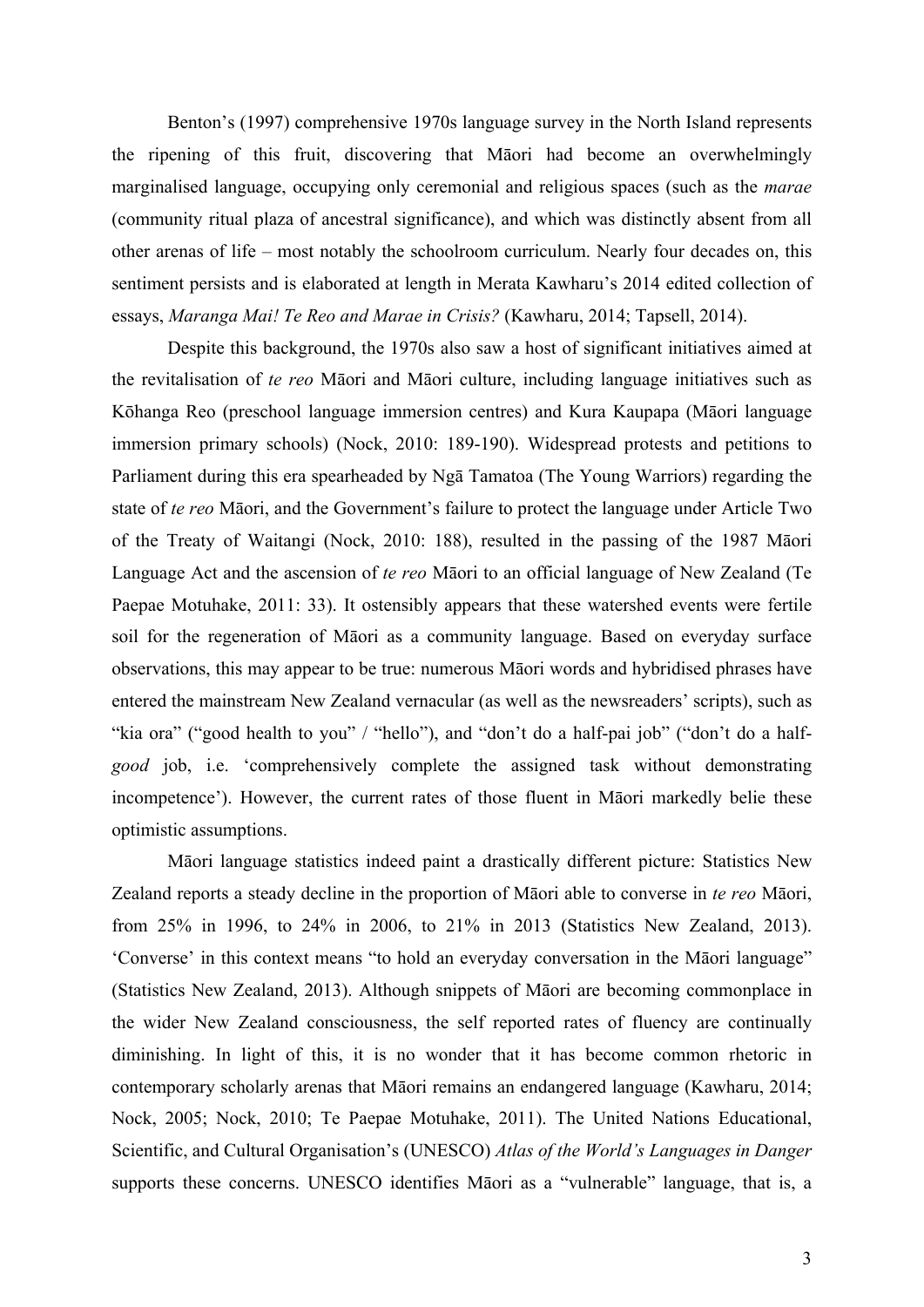Benton's (1997) comprehensive 1970s language survey in the North Island represents the ripening of this fruit, discovering that Māori had become an overwhelmingly marginalised language, occupying only ceremonial and religious spaces (such as the *marae* (community ritual plaza of ancestral significance), and which was distinctly absent from all other arenas of life – most notably the schoolroom curriculum. Nearly four decades on, this sentiment persists and is elaborated at length in Merata Kawharu's 2014 edited collection of essays, *Maranga Mai! Te Reo and Marae in Crisis?* (Kawharu, 2014; Tapsell, 2014).

Despite this background, the 1970s also saw a host of significant initiatives aimed at the revitalisation of *te reo* Māori and Māori culture, including language initiatives such as Kōhanga Reo (preschool language immersion centres) and Kura Kaupapa (Māori language immersion primary schools) (Nock, 2010: 189-190). Widespread protests and petitions to Parliament during this era spearheaded by Ngā Tamatoa (The Young Warriors) regarding the state of *te reo* Māori, and the Government's failure to protect the language under Article Two of the Treaty of Waitangi (Nock, 2010: 188), resulted in the passing of the 1987 Māori Language Act and the ascension of *te reo* Māori to an official language of New Zealand (Te Paepae Motuhake, 2011: 33). It ostensibly appears that these watershed events were fertile soil for the regeneration of Māori as a community language. Based on everyday surface observations, this may appear to be true: numerous Māori words and hybridised phrases have entered the mainstream New Zealand vernacular (as well as the newsreaders' scripts), such as "kia ora" ("good health to you" / "hello"), and "don't do a half-pai job" ("don't do a half-*good* job, i.e. 'comprehensively complete the assigned task without demonstrating incompetence'). However, the current rates of those fluent in Māori markedly belie these optimistic assumptions.

Māori language statistics indeed paint a drastically different picture: Statistics New Zealand reports a steady decline in the proportion of Māori able to converse in *te reo* Māori, from 25% in 1996, to 24% in 2006, to 21% in 2013 (Statistics New Zealand, 2013). 'Converse' in this context means "to hold an everyday conversation in the Māori language" (Statistics New Zealand, 2013). Although snippets of Māori are becoming commonplace in the wider New Zealand consciousness, the self reported rates of fluency are continually diminishing. In light of this, it is no wonder that it has become common rhetoric in contemporary scholarly arenas that Māori remains an endangered language (Kawharu, 2014; Nock, 2005; Nock, 2010; Te Paepae Motuhake, 2011). The United Nations Educational, Scientific, and Cultural Organisation's (UNESCO) *Atlas of the World's Languages in Danger* supports these concerns. UNESCO identifies Māori as a "vulnerable" language, that is, a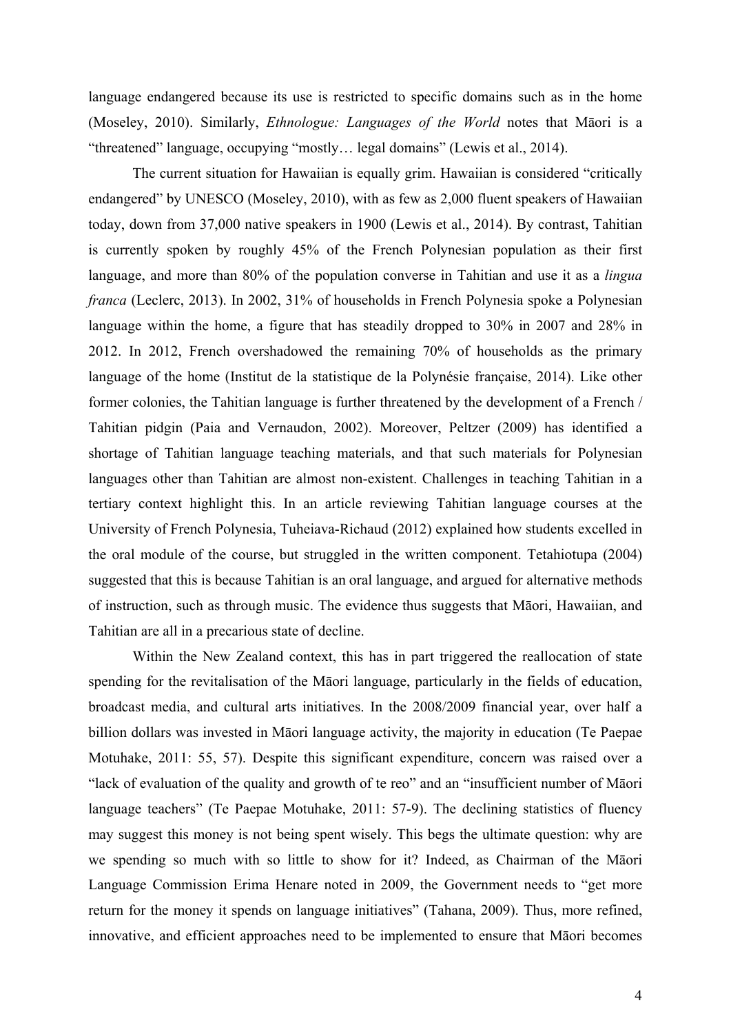language endangered because its use is restricted to specific domains such as in the home (Moseley, 2010). Similarly, *Ethnologue: Languages of the World* notes that Māori is a "threatened" language, occupying "mostly… legal domains" (Lewis et al., 2014).

The current situation for Hawaiian is equally grim. Hawaiian is considered "critically endangered" by UNESCO (Moseley, 2010), with as few as 2,000 fluent speakers of Hawaiian today, down from 37,000 native speakers in 1900 (Lewis et al., 2014). By contrast, Tahitian is currently spoken by roughly 45% of the French Polynesian population as their first language, and more than 80% of the population converse in Tahitian and use it as a *lingua franca* (Leclerc, 2013). In 2002, 31% of households in French Polynesia spoke a Polynesian language within the home, a figure that has steadily dropped to 30% in 2007 and 28% in 2012. In 2012, French overshadowed the remaining 70% of households as the primary language of the home (Institut de la statistique de la Polynésie française, 2014). Like other former colonies, the Tahitian language is further threatened by the development of a French / Tahitian pidgin (Paia and Vernaudon, 2002). Moreover, Peltzer (2009) has identified a shortage of Tahitian language teaching materials, and that such materials for Polynesian languages other than Tahitian are almost non-existent. Challenges in teaching Tahitian in a tertiary context highlight this. In an article reviewing Tahitian language courses at the University of French Polynesia, Tuheiava-Richaud (2012) explained how students excelled in the oral module of the course, but struggled in the written component. Tetahiotupa (2004) suggested that this is because Tahitian is an oral language, and argued for alternative methods of instruction, such as through music. The evidence thus suggests that Māori, Hawaiian, and Tahitian are all in a precarious state of decline.

Within the New Zealand context, this has in part triggered the reallocation of state spending for the revitalisation of the Māori language, particularly in the fields of education, broadcast media, and cultural arts initiatives. In the 2008/2009 financial year, over half a billion dollars was invested in Māori language activity, the majority in education (Te Paepae Motuhake, 2011: 55, 57). Despite this significant expenditure, concern was raised over a "lack of evaluation of the quality and growth of te reo" and an "insufficient number of Māori language teachers" (Te Paepae Motuhake, 2011: 57-9). The declining statistics of fluency may suggest this money is not being spent wisely. This begs the ultimate question: why are we spending so much with so little to show for it? Indeed, as Chairman of the Māori Language Commission Erima Henare noted in 2009, the Government needs to "get more return for the money it spends on language initiatives" (Tahana, 2009). Thus, more refined, innovative, and efficient approaches need to be implemented to ensure that Māori becomes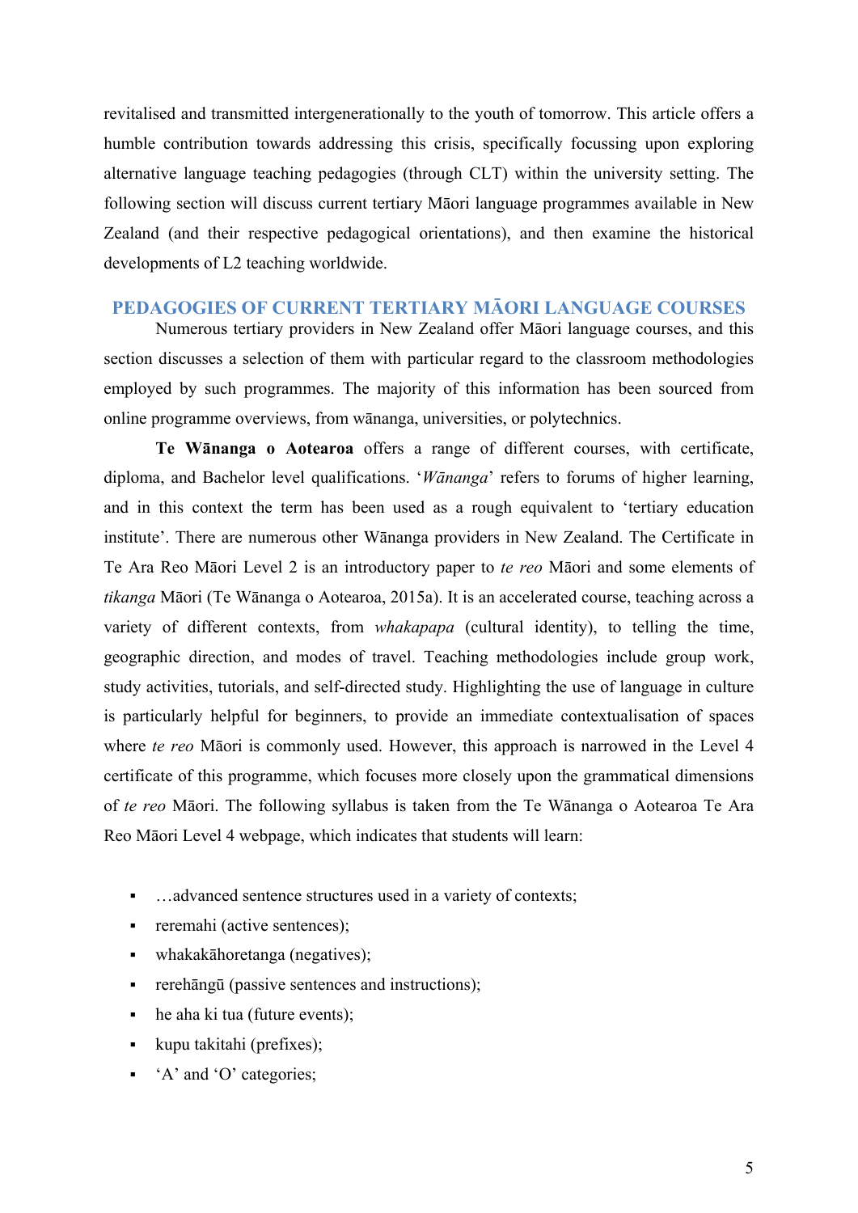revitalised and transmitted intergenerationally to the youth of tomorrow. This article offers a humble contribution towards addressing this crisis, specifically focussing upon exploring alternative language teaching pedagogies (through CLT) within the university setting. The following section will discuss current tertiary Māori language programmes available in New Zealand (and their respective pedagogical orientations), and then examine the historical developments of L2 teaching worldwide.

## PEDAGOGIES OF CURRENT TERTIARY MĀORI LANGUAGE COURSES

Numerous tertiary providers in New Zealand offer Māori language courses, and this section discusses a selection of them with particular regard to the classroom methodologies employed by such programmes. The majority of this information has been sourced from online programme overviews, from wānanga, universities, or polytechnics.

**Te Wānanga o Aotearoa** offers a range of different courses, with certificate, diploma, and Bachelor level qualifications. '*Wānanga*' refers to forums of higher learning, and in this context the term has been used as a rough equivalent to 'tertiary education institute'. There are numerous other Wānanga providers in New Zealand. The Certificate in Te Ara Reo Māori Level 2 is an introductory paper to *te reo* Māori and some elements of *tikanga* Māori (Te Wānanga o Aotearoa, 2015a). It is an accelerated course, teaching across a variety of different contexts, from *whakapapa* (cultural identity), to telling the time, geographic direction, and modes of travel. Teaching methodologies include group work, study activities, tutorials, and self-directed study. Highlighting the use of language in culture is particularly helpful for beginners, to provide an immediate contextualisation of spaces where *te reo* Māori is commonly used. However, this approach is narrowed in the Level 4 certificate of this programme, which focuses more closely upon the grammatical dimensions of *te reo* Māori. The following syllabus is taken from the Te Wānanga o Aotearoa Te Ara Reo Māori Level 4 webpage, which indicates that students will learn:

- …advanced sentence structures used in a variety of contexts;
- reremahi (active sentences);
- whakakāhoretanga (negatives);
- rerehāngū (passive sentences and instructions);
- he aha ki tua (future events);
- kupu takitahi (prefixes);
- 'A' and 'O' categories;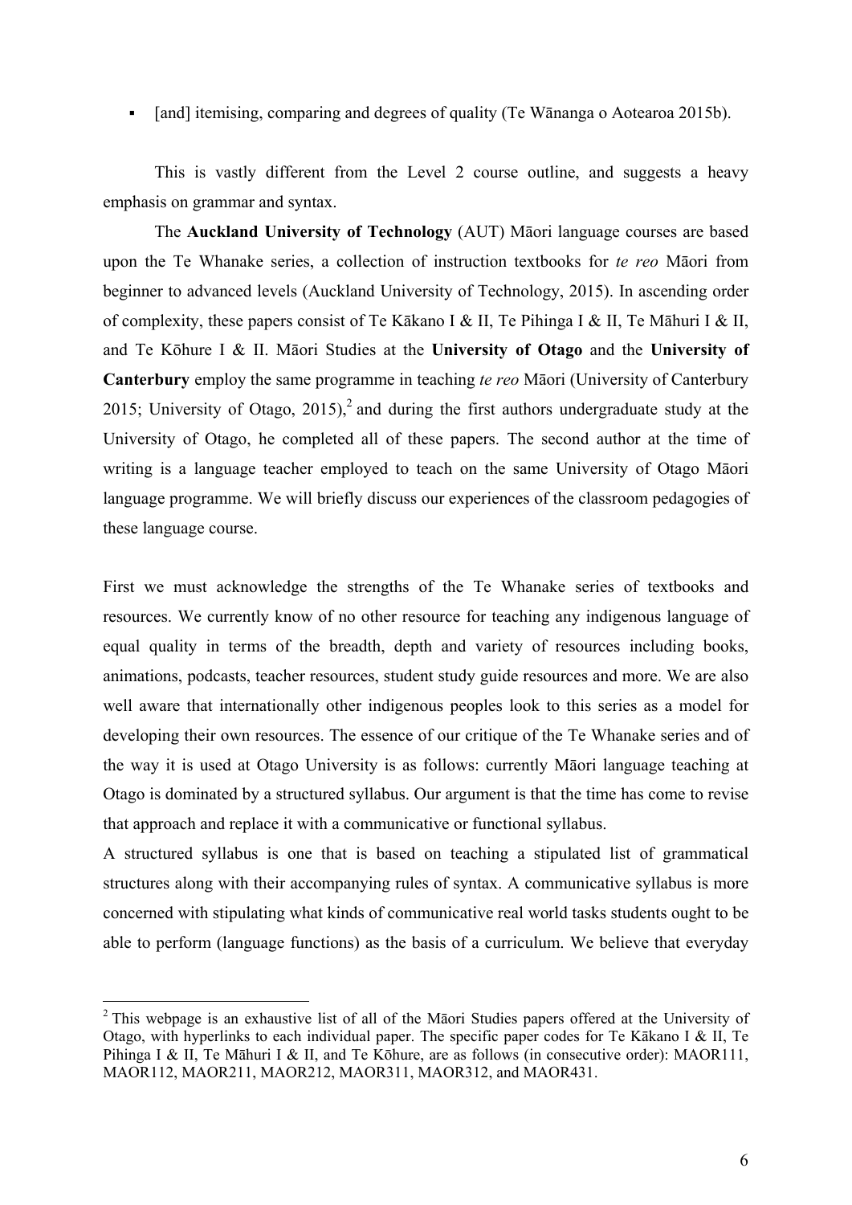- [and] itemising, comparing and degrees of quality (Te Wānanga o Aotearoa 2015b).

This is vastly different from the Level 2 course outline, and suggests a heavy emphasis on grammar and syntax.

The **Auckland University of Technology** (AUT) Māori language courses are based upon the Te Whanake series, a collection of instruction textbooks for *te reo* Māori from beginner to advanced levels (Auckland University of Technology, 2015). In ascending order of complexity, these papers consist of Te Kākano I & II, Te Pihinga I & II, Te Māhuri I & II, and Te Kōhure I & II. Māori Studies at the **University of Otago** and the **University of Canterbury** employ the same programme in teaching *te reo* Māori (University of Canterbury 2015; University of Otago, 2015),[2] and during the first authors undergraduate study at the University of Otago, he completed all of these papers. The second author at the time of writing is a language teacher employed to teach on the same University of Otago Māori language programme. We will briefly discuss our experiences of the classroom pedagogies of these language course.

First we must acknowledge the strengths of the Te Whanake series of textbooks and resources. We currently know of no other resource for teaching any indigenous language of equal quality in terms of the breadth, depth and variety of resources including books, animations, podcasts, teacher resources, student study guide resources and more. We are also well aware that internationally other indigenous peoples look to this series as a model for developing their own resources. The essence of our critique of the Te Whanake series and of the way it is used at Otago University is as follows: currently Māori language teaching at Otago is dominated by a structured syllabus. Our argument is that the time has come to revise that approach and replace it with a communicative or functional syllabus.

A structured syllabus is one that is based on teaching a stipulated list of grammatical structures along with their accompanying rules of syntax. A communicative syllabus is more concerned with stipulating what kinds of communicative real world tasks students ought to be able to perform (language functions) as the basis of a curriculum. We believe that everyday

---

[2] This webpage is an exhaustive list of all of the Māori Studies papers offered at the University of Otago, with hyperlinks to each individual paper. The specific paper codes for Te Kākano I & II, Te Pihinga I & II, Te Māhuri I & II, and Te Kōhure, are as follows (in consecutive order): MAOR111, MAOR112, MAOR211, MAOR212, MAOR311, MAOR312, and MAOR431.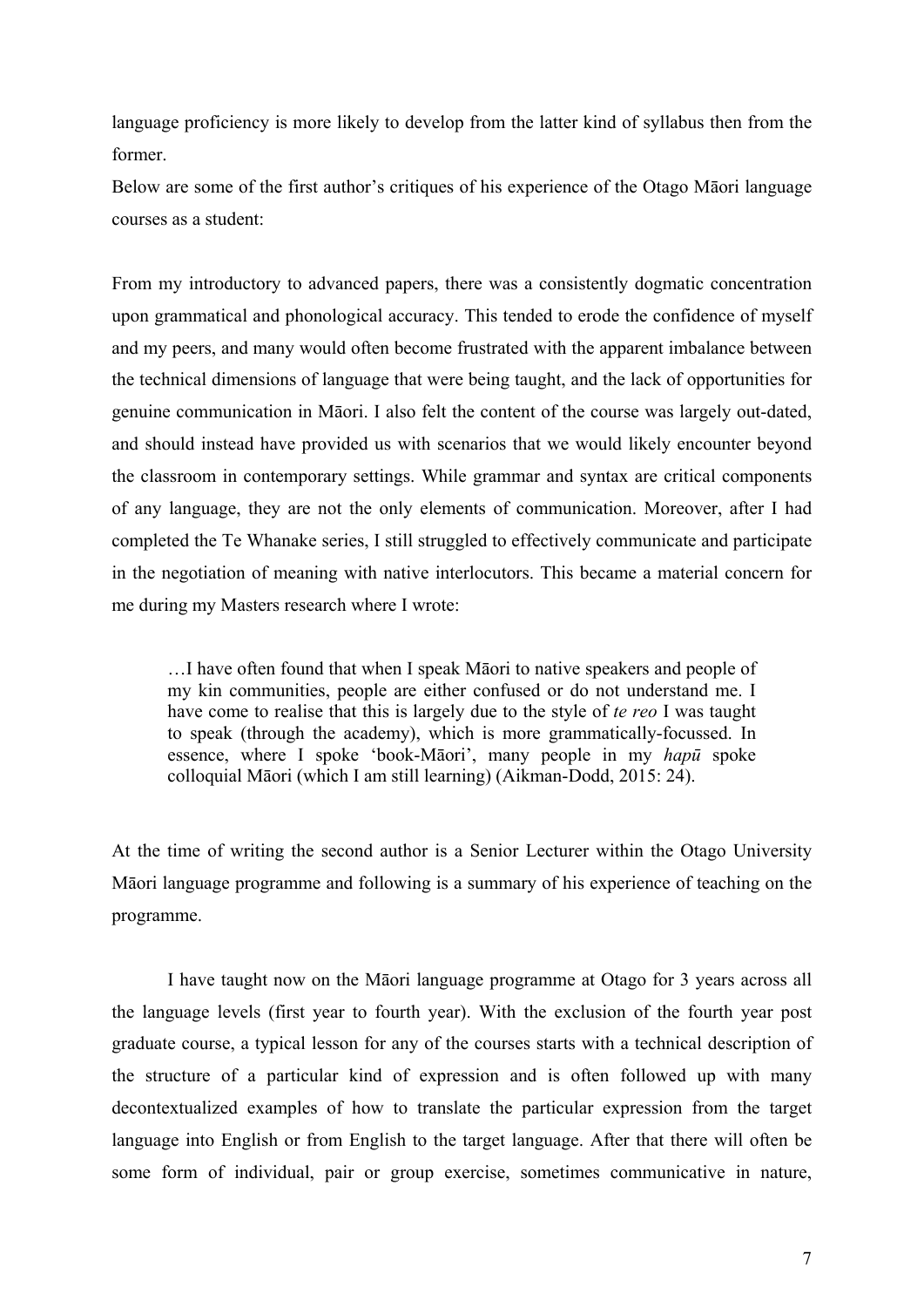language proficiency is more likely to develop from the latter kind of syllabus then from the former.

Below are some of the first author's critiques of his experience of the Otago Māori language courses as a student:

From my introductory to advanced papers, there was a consistently dogmatic concentration upon grammatical and phonological accuracy. This tended to erode the confidence of myself and my peers, and many would often become frustrated with the apparent imbalance between the technical dimensions of language that were being taught, and the lack of opportunities for genuine communication in Māori. I also felt the content of the course was largely out-dated, and should instead have provided us with scenarios that we would likely encounter beyond the classroom in contemporary settings. While grammar and syntax are critical components of any language, they are not the only elements of communication. Moreover, after I had completed the Te Whanake series, I still struggled to effectively communicate and participate in the negotiation of meaning with native interlocutors. This became a material concern for me during my Masters research where I wrote:

> …I have often found that when I speak Māori to native speakers and people of my kin communities, people are either confused or do not understand me. I have come to realise that this is largely due to the style of *te reo* I was taught to speak (through the academy), which is more grammatically-focussed. In essence, where I spoke 'book-Māori', many people in my *hapū* spoke colloquial Māori (which I am still learning) (Aikman-Dodd, 2015: 24).

At the time of writing the second author is a Senior Lecturer within the Otago University Māori language programme and following is a summary of his experience of teaching on the programme.

I have taught now on the Māori language programme at Otago for 3 years across all the language levels (first year to fourth year). With the exclusion of the fourth year post graduate course, a typical lesson for any of the courses starts with a technical description of the structure of a particular kind of expression and is often followed up with many decontextualized examples of how to translate the particular expression from the target language into English or from English to the target language. After that there will often be some form of individual, pair or group exercise, sometimes communicative in nature,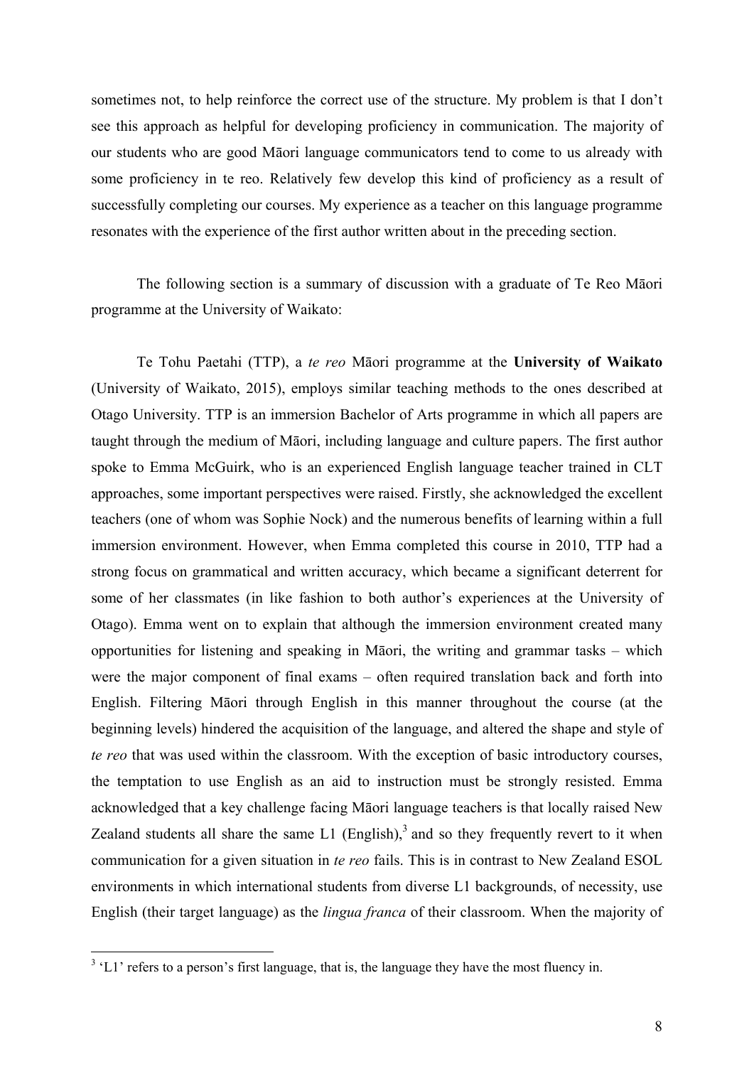sometimes not, to help reinforce the correct use of the structure. My problem is that I don't see this approach as helpful for developing proficiency in communication. The majority of our students who are good Māori language communicators tend to come to us already with some proficiency in te reo. Relatively few develop this kind of proficiency as a result of successfully completing our courses. My experience as a teacher on this language programme resonates with the experience of the first author written about in the preceding section.

The following section is a summary of discussion with a graduate of Te Reo Māori programme at the University of Waikato:

Te Tohu Paetahi (TTP), a *te reo* Māori programme at the **University of Waikato** (University of Waikato, 2015), employs similar teaching methods to the ones described at Otago University. TTP is an immersion Bachelor of Arts programme in which all papers are taught through the medium of Māori, including language and culture papers. The first author spoke to Emma McGuirk, who is an experienced English language teacher trained in CLT approaches, some important perspectives were raised. Firstly, she acknowledged the excellent teachers (one of whom was Sophie Nock) and the numerous benefits of learning within a full immersion environment. However, when Emma completed this course in 2010, TTP had a strong focus on grammatical and written accuracy, which became a significant deterrent for some of her classmates (in like fashion to both author's experiences at the University of Otago). Emma went on to explain that although the immersion environment created many opportunities for listening and speaking in Māori, the writing and grammar tasks – which were the major component of final exams – often required translation back and forth into English. Filtering Māori through English in this manner throughout the course (at the beginning levels) hindered the acquisition of the language, and altered the shape and style of *te reo* that was used within the classroom. With the exception of basic introductory courses, the temptation to use English as an aid to instruction must be strongly resisted. Emma acknowledged that a key challenge facing Māori language teachers is that locally raised New Zealand students all share the same L1 (English),[3] and so they frequently revert to it when communication for a given situation in *te reo* fails. This is in contrast to New Zealand ESOL environments in which international students from diverse L1 backgrounds, of necessity, use English (their target language) as the *lingua franca* of their classroom. When the majority of

[3] 'L1' refers to a person's first language, that is, the language they have the most fluency in.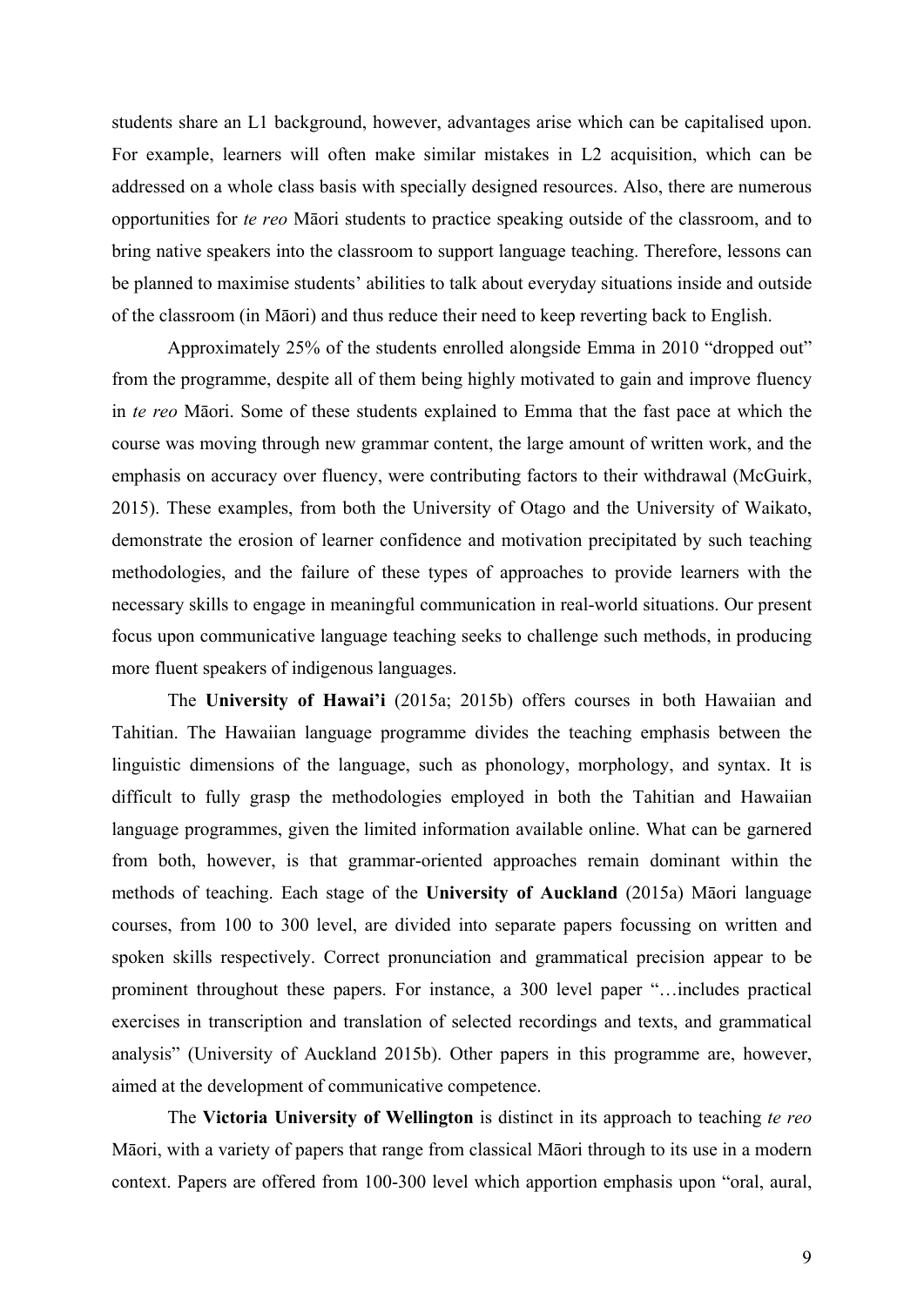students share an L1 background, however, advantages arise which can be capitalised upon. For example, learners will often make similar mistakes in L2 acquisition, which can be addressed on a whole class basis with specially designed resources. Also, there are numerous opportunities for *te reo* Māori students to practice speaking outside of the classroom, and to bring native speakers into the classroom to support language teaching. Therefore, lessons can be planned to maximise students' abilities to talk about everyday situations inside and outside of the classroom (in Māori) and thus reduce their need to keep reverting back to English.

Approximately 25% of the students enrolled alongside Emma in 2010 "dropped out" from the programme, despite all of them being highly motivated to gain and improve fluency in *te reo* Māori. Some of these students explained to Emma that the fast pace at which the course was moving through new grammar content, the large amount of written work, and the emphasis on accuracy over fluency, were contributing factors to their withdrawal (McGuirk, 2015). These examples, from both the University of Otago and the University of Waikato, demonstrate the erosion of learner confidence and motivation precipitated by such teaching methodologies, and the failure of these types of approaches to provide learners with the necessary skills to engage in meaningful communication in real-world situations. Our present focus upon communicative language teaching seeks to challenge such methods, in producing more fluent speakers of indigenous languages.

The **University of Hawai'i** (2015a; 2015b) offers courses in both Hawaiian and Tahitian. The Hawaiian language programme divides the teaching emphasis between the linguistic dimensions of the language, such as phonology, morphology, and syntax. It is difficult to fully grasp the methodologies employed in both the Tahitian and Hawaiian language programmes, given the limited information available online. What can be garnered from both, however, is that grammar-oriented approaches remain dominant within the methods of teaching. Each stage of the **University of Auckland** (2015a) Māori language courses, from 100 to 300 level, are divided into separate papers focussing on written and spoken skills respectively. Correct pronunciation and grammatical precision appear to be prominent throughout these papers. For instance, a 300 level paper "…includes practical exercises in transcription and translation of selected recordings and texts, and grammatical analysis" (University of Auckland 2015b). Other papers in this programme are, however, aimed at the development of communicative competence.

The **Victoria University of Wellington** is distinct in its approach to teaching *te reo* Māori, with a variety of papers that range from classical Māori through to its use in a modern context. Papers are offered from 100-300 level which apportion emphasis upon "oral, aural,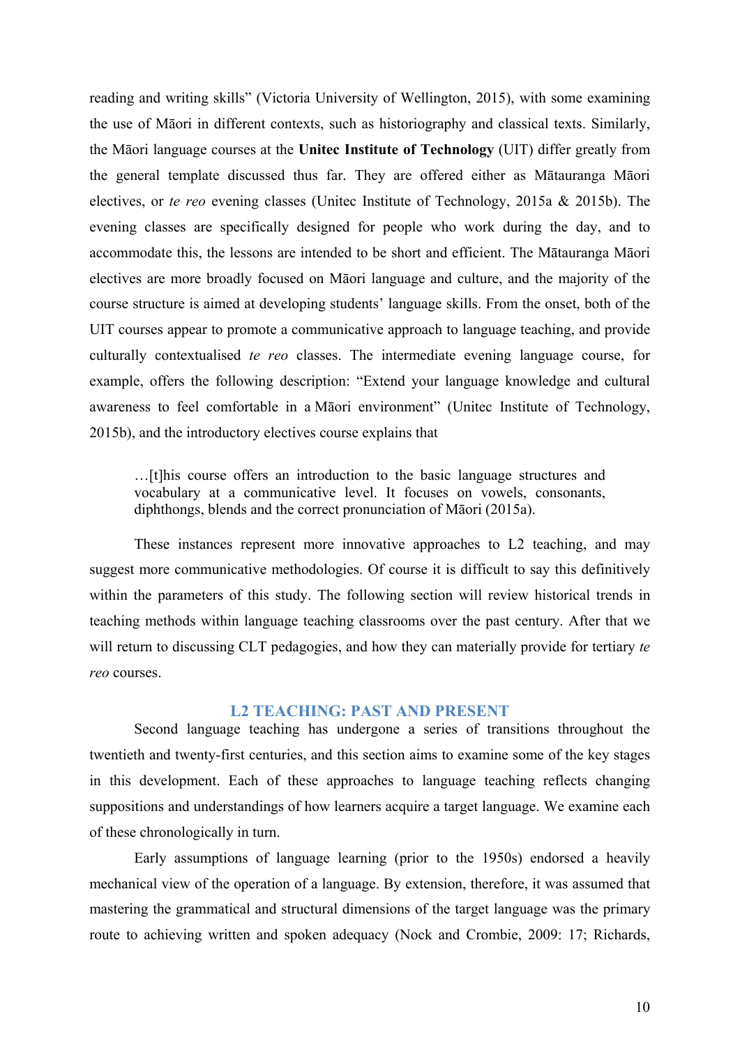reading and writing skills" (Victoria University of Wellington, 2015), with some examining the use of Māori in different contexts, such as historiography and classical texts. Similarly, the Māori language courses at the **Unitec Institute of Technology** (UIT) differ greatly from the general template discussed thus far. They are offered either as Mātauranga Māori electives, or *te reo* evening classes (Unitec Institute of Technology, 2015a & 2015b). The evening classes are specifically designed for people who work during the day, and to accommodate this, the lessons are intended to be short and efficient. The Mātauranga Māori electives are more broadly focused on Māori language and culture, and the majority of the course structure is aimed at developing students' language skills. From the onset, both of the UIT courses appear to promote a communicative approach to language teaching, and provide culturally contextualised *te reo* classes. The intermediate evening language course, for example, offers the following description: "Extend your language knowledge and cultural awareness to feel comfortable in a Māori environment" (Unitec Institute of Technology, 2015b), and the introductory electives course explains that

> …[t]his course offers an introduction to the basic language structures and vocabulary at a communicative level. It focuses on vowels, consonants, diphthongs, blends and the correct pronunciation of Māori (2015a).

These instances represent more innovative approaches to L2 teaching, and may suggest more communicative methodologies. Of course it is difficult to say this definitively within the parameters of this study. The following section will review historical trends in teaching methods within language teaching classrooms over the past century. After that we will return to discussing CLT pedagogies, and how they can materially provide for tertiary *te reo* courses.

## L2 TEACHING: PAST AND PRESENT

Second language teaching has undergone a series of transitions throughout the twentieth and twenty-first centuries, and this section aims to examine some of the key stages in this development. Each of these approaches to language teaching reflects changing suppositions and understandings of how learners acquire a target language. We examine each of these chronologically in turn.

Early assumptions of language learning (prior to the 1950s) endorsed a heavily mechanical view of the operation of a language. By extension, therefore, it was assumed that mastering the grammatical and structural dimensions of the target language was the primary route to achieving written and spoken adequacy (Nock and Crombie, 2009: 17; Richards,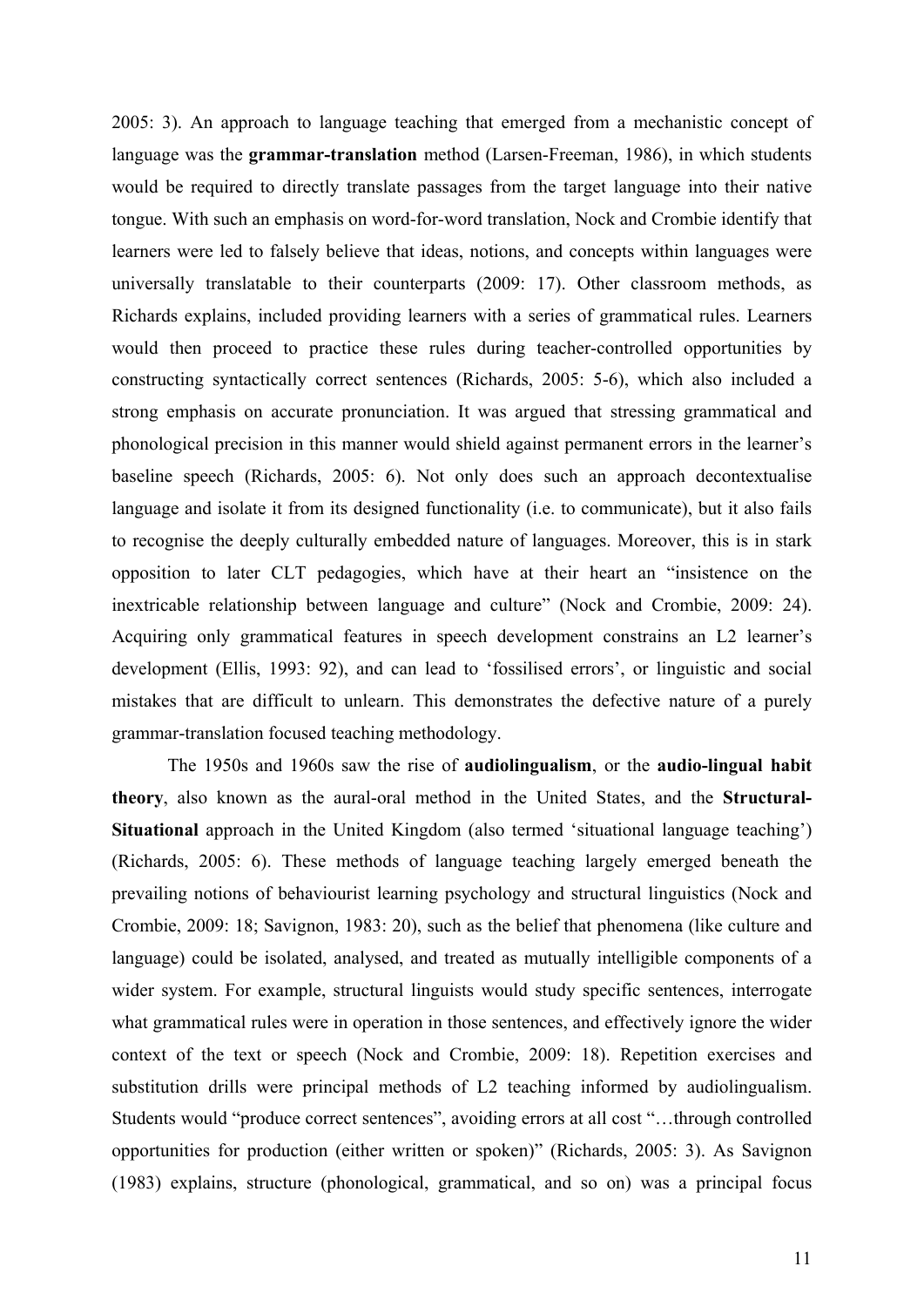2005: 3). An approach to language teaching that emerged from a mechanistic concept of language was the **grammar-translation** method (Larsen-Freeman, 1986), in which students would be required to directly translate passages from the target language into their native tongue. With such an emphasis on word-for-word translation, Nock and Crombie identify that learners were led to falsely believe that ideas, notions, and concepts within languages were universally translatable to their counterparts (2009: 17). Other classroom methods, as Richards explains, included providing learners with a series of grammatical rules. Learners would then proceed to practice these rules during teacher-controlled opportunities by constructing syntactically correct sentences (Richards, 2005: 5-6), which also included a strong emphasis on accurate pronunciation. It was argued that stressing grammatical and phonological precision in this manner would shield against permanent errors in the learner's baseline speech (Richards, 2005: 6). Not only does such an approach decontextualise language and isolate it from its designed functionality (i.e. to communicate), but it also fails to recognise the deeply culturally embedded nature of languages. Moreover, this is in stark opposition to later CLT pedagogies, which have at their heart an "insistence on the inextricable relationship between language and culture" (Nock and Crombie, 2009: 24). Acquiring only grammatical features in speech development constrains an L2 learner's development (Ellis, 1993: 92), and can lead to 'fossilised errors', or linguistic and social mistakes that are difficult to unlearn. This demonstrates the defective nature of a purely grammar-translation focused teaching methodology.

The 1950s and 1960s saw the rise of **audiolingualism**, or the **audio-lingual habit theory**, also known as the aural-oral method in the United States, and the **Structural-Situational** approach in the United Kingdom (also termed 'situational language teaching') (Richards, 2005: 6). These methods of language teaching largely emerged beneath the prevailing notions of behaviourist learning psychology and structural linguistics (Nock and Crombie, 2009: 18; Savignon, 1983: 20), such as the belief that phenomena (like culture and language) could be isolated, analysed, and treated as mutually intelligible components of a wider system. For example, structural linguists would study specific sentences, interrogate what grammatical rules were in operation in those sentences, and effectively ignore the wider context of the text or speech (Nock and Crombie, 2009: 18). Repetition exercises and substitution drills were principal methods of L2 teaching informed by audiolingualism. Students would "produce correct sentences", avoiding errors at all cost "…through controlled opportunities for production (either written or spoken)" (Richards, 2005: 3). As Savignon (1983) explains, structure (phonological, grammatical, and so on) was a principal focus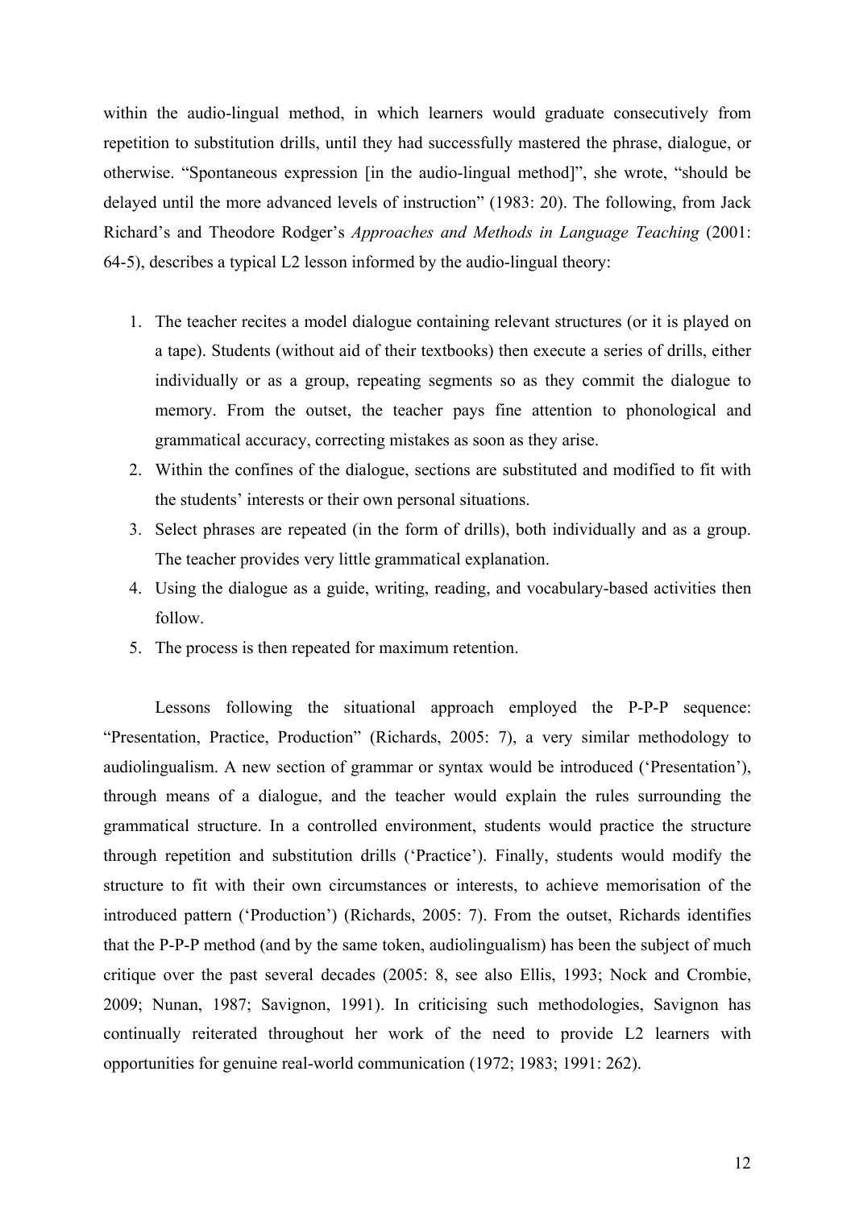within the audio-lingual method, in which learners would graduate consecutively from repetition to substitution drills, until they had successfully mastered the phrase, dialogue, or otherwise. "Spontaneous expression [in the audio-lingual method]", she wrote, "should be delayed until the more advanced levels of instruction" (1983: 20). The following, from Jack Richard's and Theodore Rodger's *Approaches and Methods in Language Teaching* (2001: 64-5), describes a typical L2 lesson informed by the audio-lingual theory:

1. The teacher recites a model dialogue containing relevant structures (or it is played on a tape). Students (without aid of their textbooks) then execute a series of drills, either individually or as a group, repeating segments so as they commit the dialogue to memory. From the outset, the teacher pays fine attention to phonological and grammatical accuracy, correcting mistakes as soon as they arise.
2. Within the confines of the dialogue, sections are substituted and modified to fit with the students' interests or their own personal situations.
3. Select phrases are repeated (in the form of drills), both individually and as a group. The teacher provides very little grammatical explanation.
4. Using the dialogue as a guide, writing, reading, and vocabulary-based activities then follow.
5. The process is then repeated for maximum retention.

Lessons following the situational approach employed the P-P-P sequence: "Presentation, Practice, Production" (Richards, 2005: 7), a very similar methodology to audiolingualism. A new section of grammar or syntax would be introduced ('Presentation'), through means of a dialogue, and the teacher would explain the rules surrounding the grammatical structure. In a controlled environment, students would practice the structure through repetition and substitution drills ('Practice'). Finally, students would modify the structure to fit with their own circumstances or interests, to achieve memorisation of the introduced pattern ('Production') (Richards, 2005: 7). From the outset, Richards identifies that the P-P-P method (and by the same token, audiolingualism) has been the subject of much critique over the past several decades (2005: 8, see also Ellis, 1993; Nock and Crombie, 2009; Nunan, 1987; Savignon, 1991). In criticising such methodologies, Savignon has continually reiterated throughout her work of the need to provide L2 learners with opportunities for genuine real-world communication (1972; 1983; 1991: 262).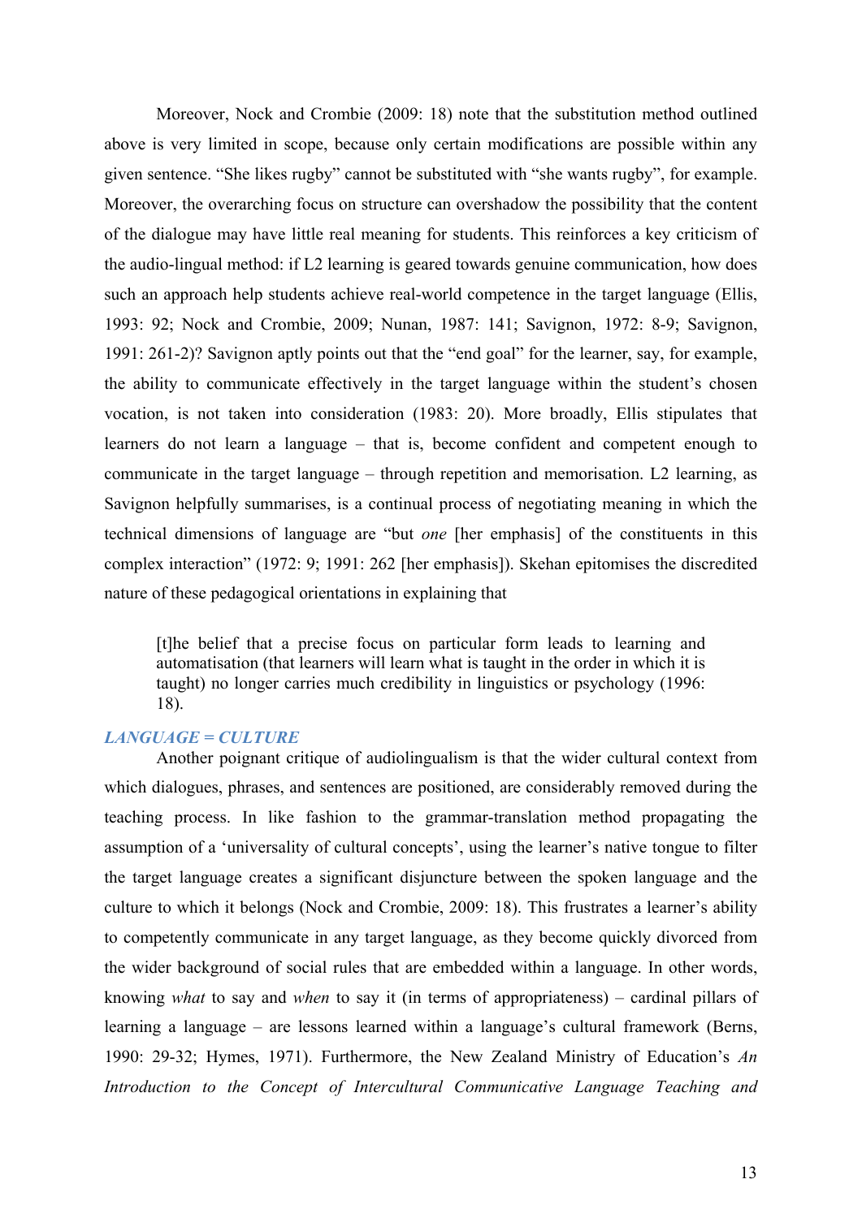Moreover, Nock and Crombie (2009: 18) note that the substitution method outlined above is very limited in scope, because only certain modifications are possible within any given sentence. “She likes rugby” cannot be substituted with “she wants rugby”, for example. Moreover, the overarching focus on structure can overshadow the possibility that the content of the dialogue may have little real meaning for students. This reinforces a key criticism of the audio-lingual method: if L2 learning is geared towards genuine communication, how does such an approach help students achieve real-world competence in the target language (Ellis, 1993: 92; Nock and Crombie, 2009; Nunan, 1987: 141; Savignon, 1972: 8-9; Savignon, 1991: 261-2)? Savignon aptly points out that the “end goal” for the learner, say, for example, the ability to communicate effectively in the target language within the student’s chosen vocation, is not taken into consideration (1983: 20). More broadly, Ellis stipulates that learners do not learn a language – that is, become confident and competent enough to communicate in the target language – through repetition and memorisation. L2 learning, as Savignon helpfully summarises, is a continual process of negotiating meaning in which the technical dimensions of language are “but *one* [her emphasis] of the constituents in this complex interaction” (1972: 9; 1991: 262 [her emphasis]). Skehan epitomises the discredited nature of these pedagogical orientations in explaining that

> [t]he belief that a precise focus on particular form leads to learning and automatisation (that learners will learn what is taught in the order in which it is taught) no longer carries much credibility in linguistics or psychology (1996: 18).

### *LANGUAGE = CULTURE*

Another poignant critique of audiolingualism is that the wider cultural context from which dialogues, phrases, and sentences are positioned, are considerably removed during the teaching process. In like fashion to the grammar-translation method propagating the assumption of a ‘universality of cultural concepts’, using the learner’s native tongue to filter the target language creates a significant disjuncture between the spoken language and the culture to which it belongs (Nock and Crombie, 2009: 18). This frustrates a learner’s ability to competently communicate in any target language, as they become quickly divorced from the wider background of social rules that are embedded within a language. In other words, knowing *what* to say and *when* to say it (in terms of appropriateness) – cardinal pillars of learning a language – are lessons learned within a language’s cultural framework (Berns, 1990: 29-32; Hymes, 1971). Furthermore, the New Zealand Ministry of Education’s *An Introduction to the Concept of Intercultural Communicative Language Teaching and*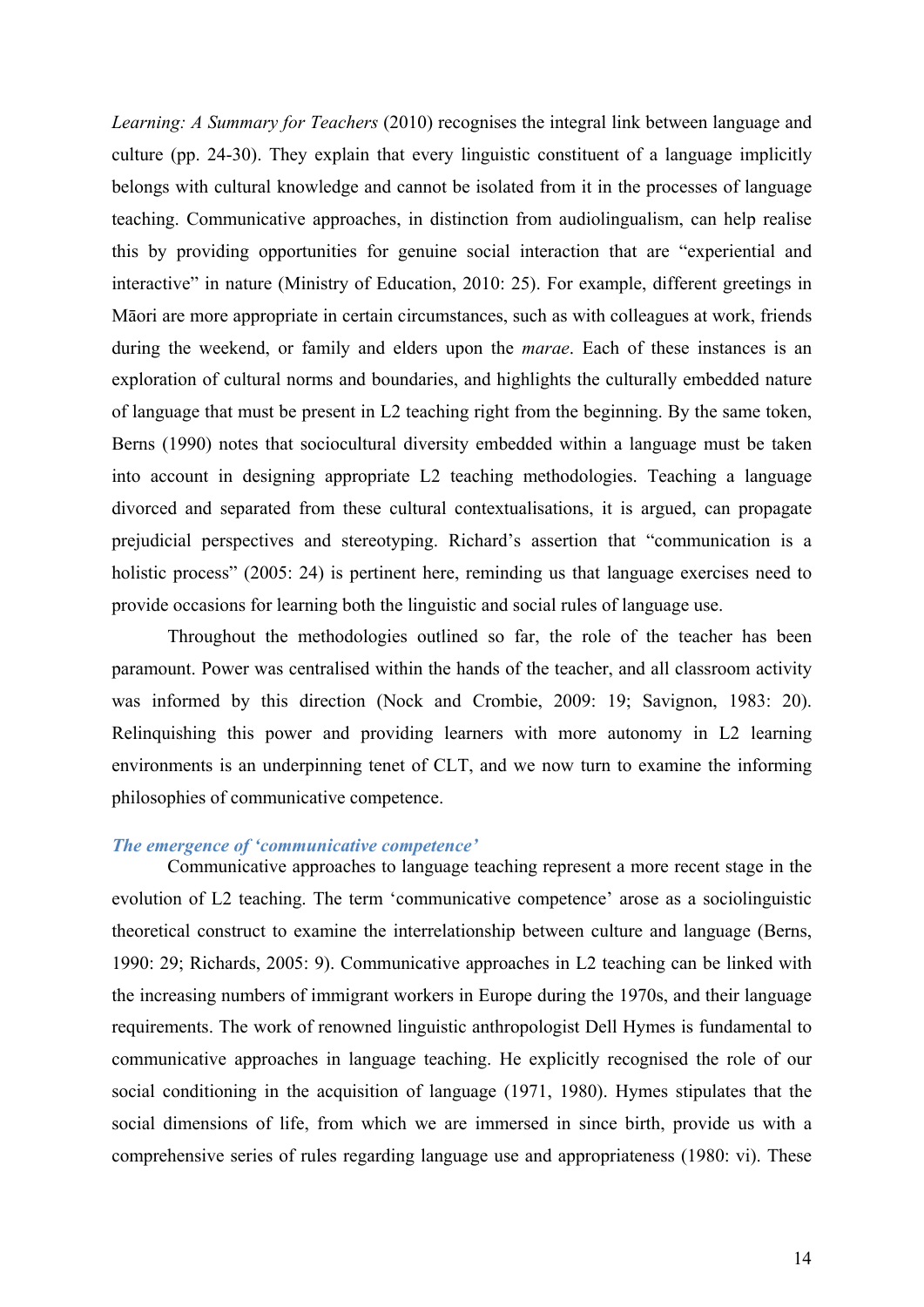*Learning: A Summary for Teachers* (2010) recognises the integral link between language and culture (pp. 24-30). They explain that every linguistic constituent of a language implicitly belongs with cultural knowledge and cannot be isolated from it in the processes of language teaching. Communicative approaches, in distinction from audiolingualism, can help realise this by providing opportunities for genuine social interaction that are "experiential and interactive" in nature (Ministry of Education, 2010: 25). For example, different greetings in Māori are more appropriate in certain circumstances, such as with colleagues at work, friends during the weekend, or family and elders upon the *marae*. Each of these instances is an exploration of cultural norms and boundaries, and highlights the culturally embedded nature of language that must be present in L2 teaching right from the beginning. By the same token, Berns (1990) notes that sociocultural diversity embedded within a language must be taken into account in designing appropriate L2 teaching methodologies. Teaching a language divorced and separated from these cultural contextualisations, it is argued, can propagate prejudicial perspectives and stereotyping. Richard's assertion that "communication is a holistic process" (2005: 24) is pertinent here, reminding us that language exercises need to provide occasions for learning both the linguistic and social rules of language use.

Throughout the methodologies outlined so far, the role of the teacher has been paramount. Power was centralised within the hands of the teacher, and all classroom activity was informed by this direction (Nock and Crombie, 2009: 19; Savignon, 1983: 20). Relinquishing this power and providing learners with more autonomy in L2 learning environments is an underpinning tenet of CLT, and we now turn to examine the informing philosophies of communicative competence.

### *The emergence of 'communicative competence'*

Communicative approaches to language teaching represent a more recent stage in the evolution of L2 teaching. The term 'communicative competence' arose as a sociolinguistic theoretical construct to examine the interrelationship between culture and language (Berns, 1990: 29; Richards, 2005: 9). Communicative approaches in L2 teaching can be linked with the increasing numbers of immigrant workers in Europe during the 1970s, and their language requirements. The work of renowned linguistic anthropologist Dell Hymes is fundamental to communicative approaches in language teaching. He explicitly recognised the role of our social conditioning in the acquisition of language (1971, 1980). Hymes stipulates that the social dimensions of life, from which we are immersed in since birth, provide us with a comprehensive series of rules regarding language use and appropriateness (1980: vi). These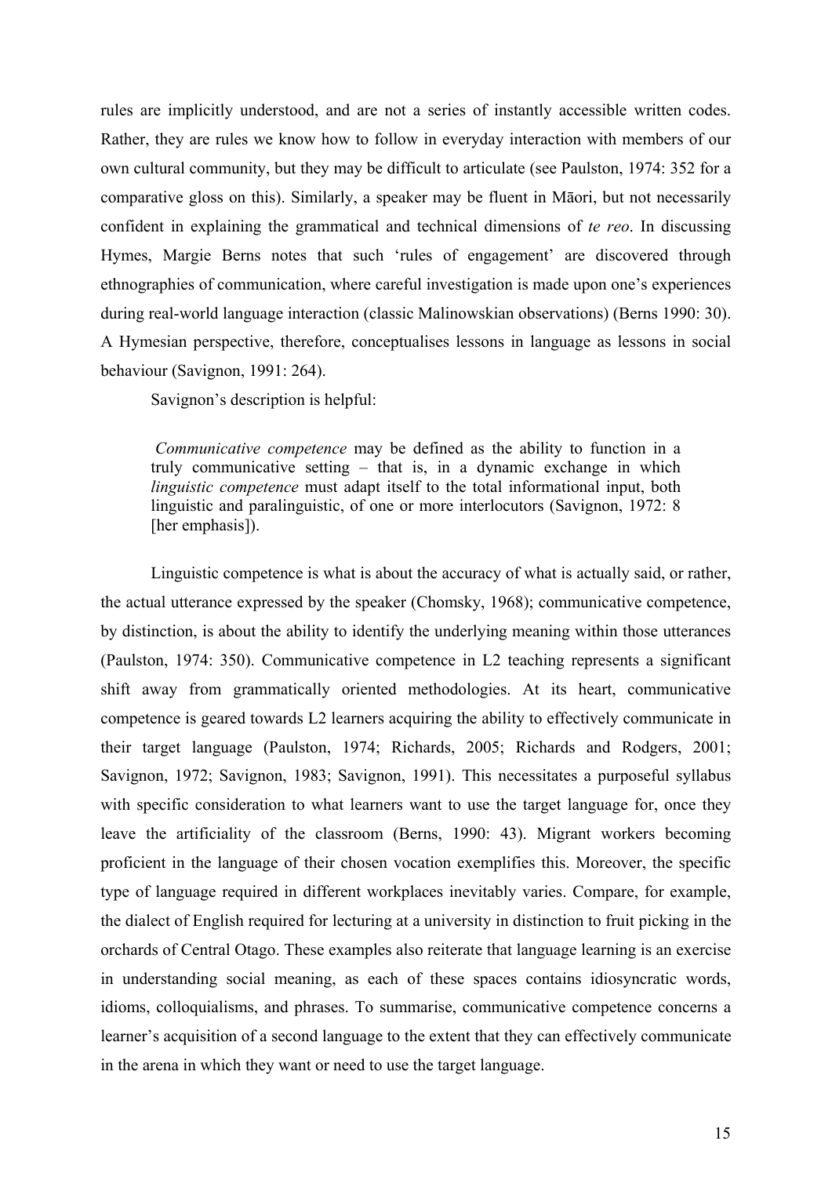rules are implicitly understood, and are not a series of instantly accessible written codes. Rather, they are rules we know how to follow in everyday interaction with members of our own cultural community, but they may be difficult to articulate (see Paulston, 1974: 352 for a comparative gloss on this). Similarly, a speaker may be fluent in Māori, but not necessarily confident in explaining the grammatical and technical dimensions of *te reo*. In discussing Hymes, Margie Berns notes that such 'rules of engagement' are discovered through ethnographies of communication, where careful investigation is made upon one's experiences during real-world language interaction (classic Malinowskian observations) (Berns 1990: 30). A Hymesian perspective, therefore, conceptualises lessons in language as lessons in social behaviour (Savignon, 1991: 264).

Savignon's description is helpful:

> *Communicative competence* may be defined as the ability to function in a truly communicative setting – that is, in a dynamic exchange in which *linguistic competence* must adapt itself to the total informational input, both linguistic and paralinguistic, of one or more interlocutors (Savignon, 1972: 8 [her emphasis]).

Linguistic competence is what is about the accuracy of what is actually said, or rather, the actual utterance expressed by the speaker (Chomsky, 1968); communicative competence, by distinction, is about the ability to identify the underlying meaning within those utterances (Paulston, 1974: 350). Communicative competence in L2 teaching represents a significant shift away from grammatically oriented methodologies. At its heart, communicative competence is geared towards L2 learners acquiring the ability to effectively communicate in their target language (Paulston, 1974; Richards, 2005; Richards and Rodgers, 2001; Savignon, 1972; Savignon, 1983; Savignon, 1991). This necessitates a purposeful syllabus with specific consideration to what learners want to use the target language for, once they leave the artificiality of the classroom (Berns, 1990: 43). Migrant workers becoming proficient in the language of their chosen vocation exemplifies this. Moreover, the specific type of language required in different workplaces inevitably varies. Compare, for example, the dialect of English required for lecturing at a university in distinction to fruit picking in the orchards of Central Otago. These examples also reiterate that language learning is an exercise in understanding social meaning, as each of these spaces contains idiosyncratic words, idioms, colloquialisms, and phrases. To summarise, communicative competence concerns a learner's acquisition of a second language to the extent that they can effectively communicate in the arena in which they want or need to use the target language.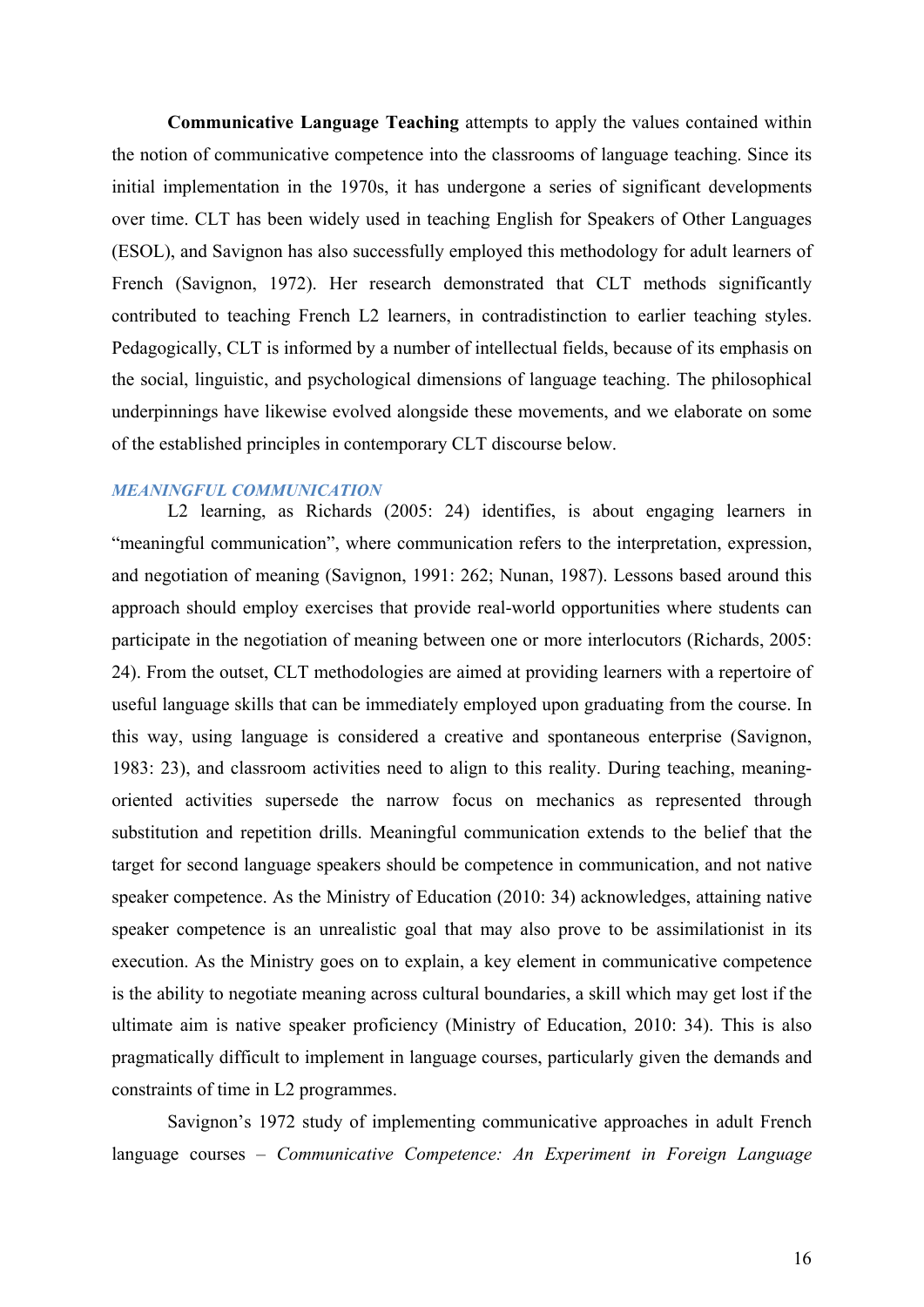**Communicative Language Teaching** attempts to apply the values contained within the notion of communicative competence into the classrooms of language teaching. Since its initial implementation in the 1970s, it has undergone a series of significant developments over time. CLT has been widely used in teaching English for Speakers of Other Languages (ESOL), and Savignon has also successfully employed this methodology for adult learners of French (Savignon, 1972). Her research demonstrated that CLT methods significantly contributed to teaching French L2 learners, in contradistinction to earlier teaching styles. Pedagogically, CLT is informed by a number of intellectual fields, because of its emphasis on the social, linguistic, and psychological dimensions of language teaching. The philosophical underpinnings have likewise evolved alongside these movements, and we elaborate on some of the established principles in contemporary CLT discourse below.

### *MEANINGFUL COMMUNICATION*

L2 learning, as Richards (2005: 24) identifies, is about engaging learners in "meaningful communication", where communication refers to the interpretation, expression, and negotiation of meaning (Savignon, 1991: 262; Nunan, 1987). Lessons based around this approach should employ exercises that provide real-world opportunities where students can participate in the negotiation of meaning between one or more interlocutors (Richards, 2005: 24). From the outset, CLT methodologies are aimed at providing learners with a repertoire of useful language skills that can be immediately employed upon graduating from the course. In this way, using language is considered a creative and spontaneous enterprise (Savignon, 1983: 23), and classroom activities need to align to this reality. During teaching, meaning-oriented activities supersede the narrow focus on mechanics as represented through substitution and repetition drills. Meaningful communication extends to the belief that the target for second language speakers should be competence in communication, and not native speaker competence. As the Ministry of Education (2010: 34) acknowledges, attaining native speaker competence is an unrealistic goal that may also prove to be assimilationist in its execution. As the Ministry goes on to explain, a key element in communicative competence is the ability to negotiate meaning across cultural boundaries, a skill which may get lost if the ultimate aim is native speaker proficiency (Ministry of Education, 2010: 34). This is also pragmatically difficult to implement in language courses, particularly given the demands and constraints of time in L2 programmes.

Savignon's 1972 study of implementing communicative approaches in adult French language courses – *Communicative Competence: An Experiment in Foreign Language*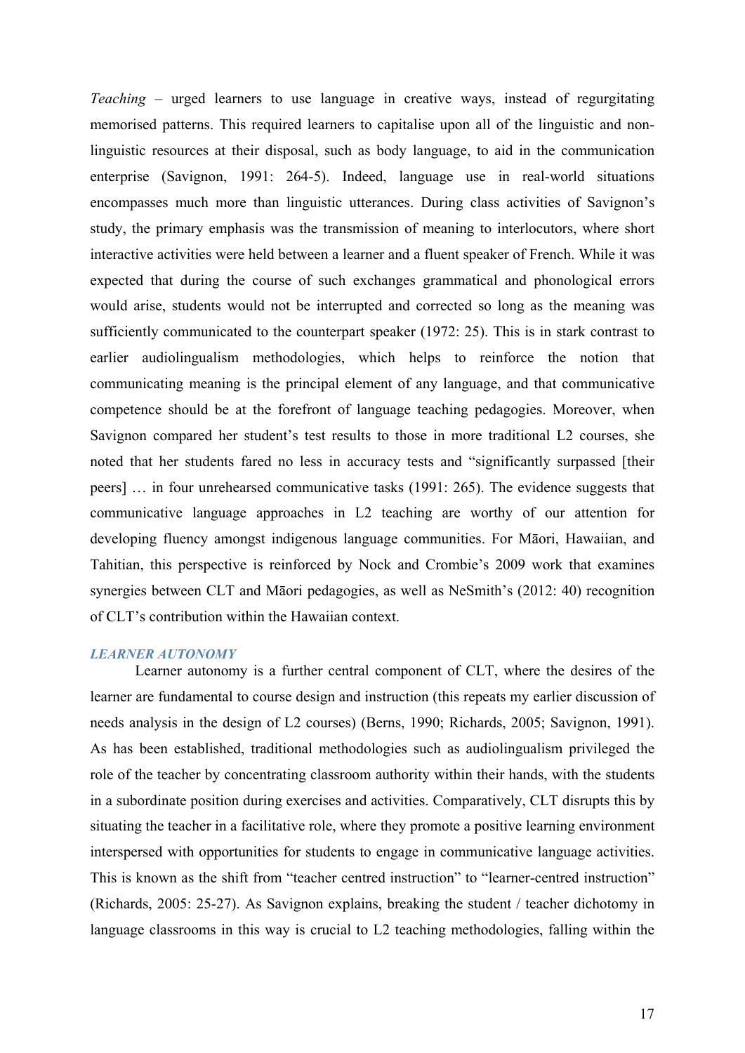*Teaching* – urged learners to use language in creative ways, instead of regurgitating memorised patterns. This required learners to capitalise upon all of the linguistic and non-linguistic resources at their disposal, such as body language, to aid in the communication enterprise (Savignon, 1991: 264-5). Indeed, language use in real-world situations encompasses much more than linguistic utterances. During class activities of Savignon's study, the primary emphasis was the transmission of meaning to interlocutors, where short interactive activities were held between a learner and a fluent speaker of French. While it was expected that during the course of such exchanges grammatical and phonological errors would arise, students would not be interrupted and corrected so long as the meaning was sufficiently communicated to the counterpart speaker (1972: 25). This is in stark contrast to earlier audiolingualism methodologies, which helps to reinforce the notion that communicating meaning is the principal element of any language, and that communicative competence should be at the forefront of language teaching pedagogies. Moreover, when Savignon compared her student's test results to those in more traditional L2 courses, she noted that her students fared no less in accuracy tests and "significantly surpassed [their peers] … in four unrehearsed communicative tasks (1991: 265). The evidence suggests that communicative language approaches in L2 teaching are worthy of our attention for developing fluency amongst indigenous language communities. For Māori, Hawaiian, and Tahitian, this perspective is reinforced by Nock and Crombie's 2009 work that examines synergies between CLT and Māori pedagogies, as well as NeSmith's (2012: 40) recognition of CLT's contribution within the Hawaiian context.

### *LEARNER AUTONOMY*

Learner autonomy is a further central component of CLT, where the desires of the learner are fundamental to course design and instruction (this repeats my earlier discussion of needs analysis in the design of L2 courses) (Berns, 1990; Richards, 2005; Savignon, 1991). As has been established, traditional methodologies such as audiolingualism privileged the role of the teacher by concentrating classroom authority within their hands, with the students in a subordinate position during exercises and activities. Comparatively, CLT disrupts this by situating the teacher in a facilitative role, where they promote a positive learning environment interspersed with opportunities for students to engage in communicative language activities. This is known as the shift from "teacher centred instruction" to "learner-centred instruction" (Richards, 2005: 25-27). As Savignon explains, breaking the student / teacher dichotomy in language classrooms in this way is crucial to L2 teaching methodologies, falling within the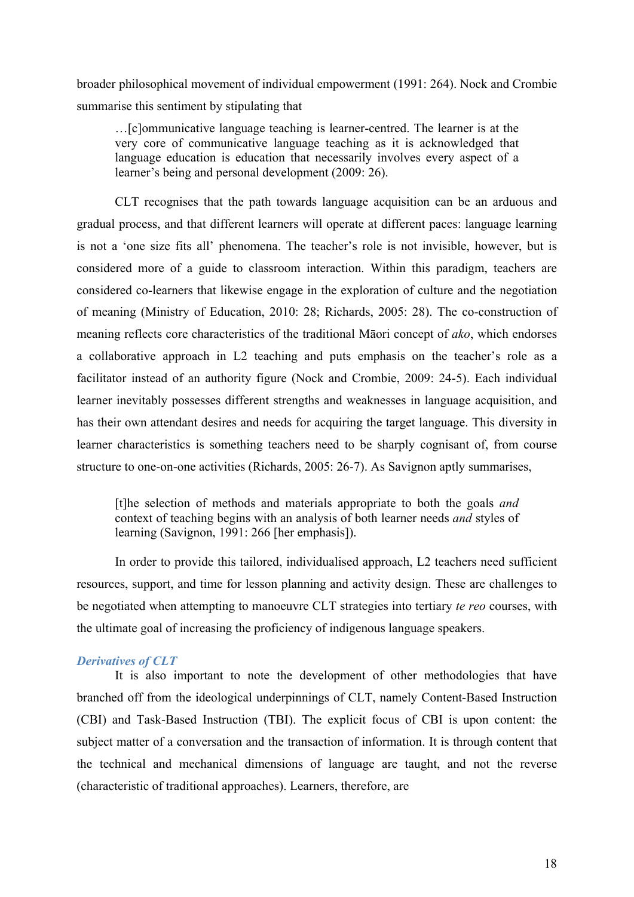broader philosophical movement of individual empowerment (1991: 264). Nock and Crombie summarise this sentiment by stipulating that

> …[c]ommunicative language teaching is learner-centred. The learner is at the very core of communicative language teaching as it is acknowledged that language education is education that necessarily involves every aspect of a learner's being and personal development (2009: 26).

CLT recognises that the path towards language acquisition can be an arduous and gradual process, and that different learners will operate at different paces: language learning is not a 'one size fits all' phenomena. The teacher's role is not invisible, however, but is considered more of a guide to classroom interaction. Within this paradigm, teachers are considered co-learners that likewise engage in the exploration of culture and the negotiation of meaning (Ministry of Education, 2010: 28; Richards, 2005: 28). The co-construction of meaning reflects core characteristics of the traditional Māori concept of *ako*, which endorses a collaborative approach in L2 teaching and puts emphasis on the teacher's role as a facilitator instead of an authority figure (Nock and Crombie, 2009: 24-5). Each individual learner inevitably possesses different strengths and weaknesses in language acquisition, and has their own attendant desires and needs for acquiring the target language. This diversity in learner characteristics is something teachers need to be sharply cognisant of, from course structure to one-on-one activities (Richards, 2005: 26-7). As Savignon aptly summarises,

> [t]he selection of methods and materials appropriate to both the goals *and* context of teaching begins with an analysis of both learner needs *and* styles of learning (Savignon, 1991: 266 [her emphasis]).

In order to provide this tailored, individualised approach, L2 teachers need sufficient resources, support, and time for lesson planning and activity design. These are challenges to be negotiated when attempting to manoeuvre CLT strategies into tertiary *te reo* courses, with the ultimate goal of increasing the proficiency of indigenous language speakers.

### *Derivatives of CLT*

It is also important to note the development of other methodologies that have branched off from the ideological underpinnings of CLT, namely Content-Based Instruction (CBI) and Task-Based Instruction (TBI). The explicit focus of CBI is upon content: the subject matter of a conversation and the transaction of information. It is through content that the technical and mechanical dimensions of language are taught, and not the reverse (characteristic of traditional approaches). Learners, therefore, are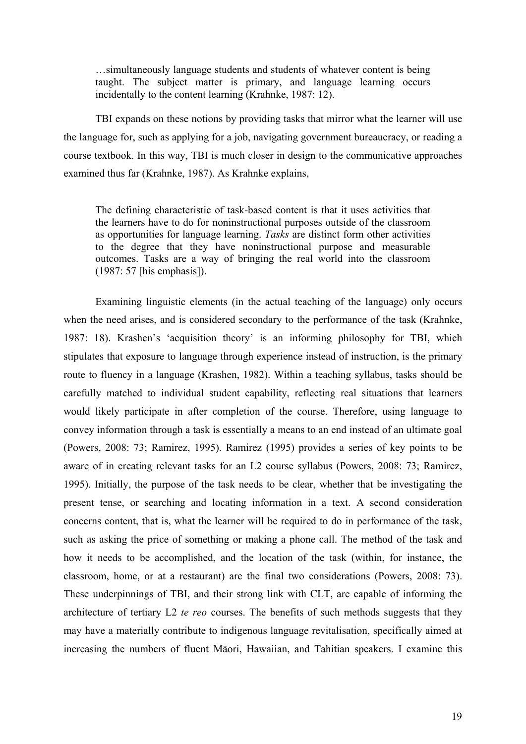> …simultaneously language students and students of whatever content is being taught. The subject matter is primary, and language learning occurs incidentally to the content learning (Krahnke, 1987: 12).

TBI expands on these notions by providing tasks that mirror what the learner will use the language for, such as applying for a job, navigating government bureaucracy, or reading a course textbook. In this way, TBI is much closer in design to the communicative approaches examined thus far (Krahnke, 1987). As Krahnke explains,

> The defining characteristic of task-based content is that it uses activities that the learners have to do for noninstructional purposes outside of the classroom as opportunities for language learning. *Tasks* are distinct form other activities to the degree that they have noninstructional purpose and measurable outcomes. Tasks are a way of bringing the real world into the classroom (1987: 57 [his emphasis]).

Examining linguistic elements (in the actual teaching of the language) only occurs when the need arises, and is considered secondary to the performance of the task (Krahnke, 1987: 18). Krashen's 'acquisition theory' is an informing philosophy for TBI, which stipulates that exposure to language through experience instead of instruction, is the primary route to fluency in a language (Krashen, 1982). Within a teaching syllabus, tasks should be carefully matched to individual student capability, reflecting real situations that learners would likely participate in after completion of the course. Therefore, using language to convey information through a task is essentially a means to an end instead of an ultimate goal (Powers, 2008: 73; Ramirez, 1995). Ramirez (1995) provides a series of key points to be aware of in creating relevant tasks for an L2 course syllabus (Powers, 2008: 73; Ramirez, 1995). Initially, the purpose of the task needs to be clear, whether that be investigating the present tense, or searching and locating information in a text. A second consideration concerns content, that is, what the learner will be required to do in performance of the task, such as asking the price of something or making a phone call. The method of the task and how it needs to be accomplished, and the location of the task (within, for instance, the classroom, home, or at a restaurant) are the final two considerations (Powers, 2008: 73). These underpinnings of TBI, and their strong link with CLT, are capable of informing the architecture of tertiary L2 *te reo* courses. The benefits of such methods suggests that they may have a materially contribute to indigenous language revitalisation, specifically aimed at increasing the numbers of fluent Māori, Hawaiian, and Tahitian speakers. I examine this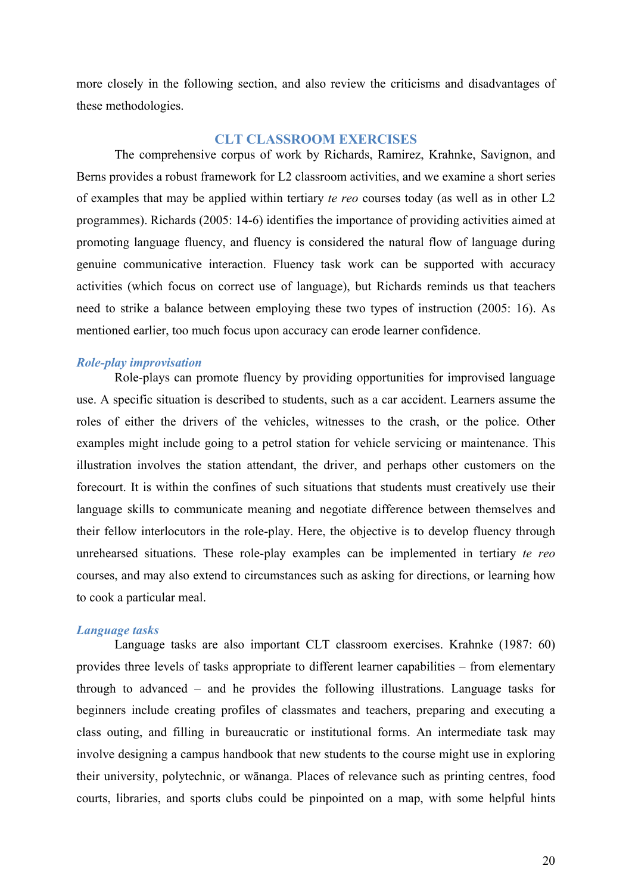more closely in the following section, and also review the criticisms and disadvantages of these methodologies.

## CLT CLASSROOM EXERCISES

The comprehensive corpus of work by Richards, Ramirez, Krahnke, Savignon, and Berns provides a robust framework for L2 classroom activities, and we examine a short series of examples that may be applied within tertiary *te reo* courses today (as well as in other L2 programmes). Richards (2005: 14-6) identifies the importance of providing activities aimed at promoting language fluency, and fluency is considered the natural flow of language during genuine communicative interaction. Fluency task work can be supported with accuracy activities (which focus on correct use of language), but Richards reminds us that teachers need to strike a balance between employing these two types of instruction (2005: 16). As mentioned earlier, too much focus upon accuracy can erode learner confidence.

### *Role-play improvisation*

Role-plays can promote fluency by providing opportunities for improvised language use. A specific situation is described to students, such as a car accident. Learners assume the roles of either the drivers of the vehicles, witnesses to the crash, or the police. Other examples might include going to a petrol station for vehicle servicing or maintenance. This illustration involves the station attendant, the driver, and perhaps other customers on the forecourt. It is within the confines of such situations that students must creatively use their language skills to communicate meaning and negotiate difference between themselves and their fellow interlocutors in the role-play. Here, the objective is to develop fluency through unrehearsed situations. These role-play examples can be implemented in tertiary *te reo* courses, and may also extend to circumstances such as asking for directions, or learning how to cook a particular meal.

### *Language tasks*

Language tasks are also important CLT classroom exercises. Krahnke (1987: 60) provides three levels of tasks appropriate to different learner capabilities – from elementary through to advanced – and he provides the following illustrations. Language tasks for beginners include creating profiles of classmates and teachers, preparing and executing a class outing, and filling in bureaucratic or institutional forms. An intermediate task may involve designing a campus handbook that new students to the course might use in exploring their university, polytechnic, or wānanga. Places of relevance such as printing centres, food courts, libraries, and sports clubs could be pinpointed on a map, with some helpful hints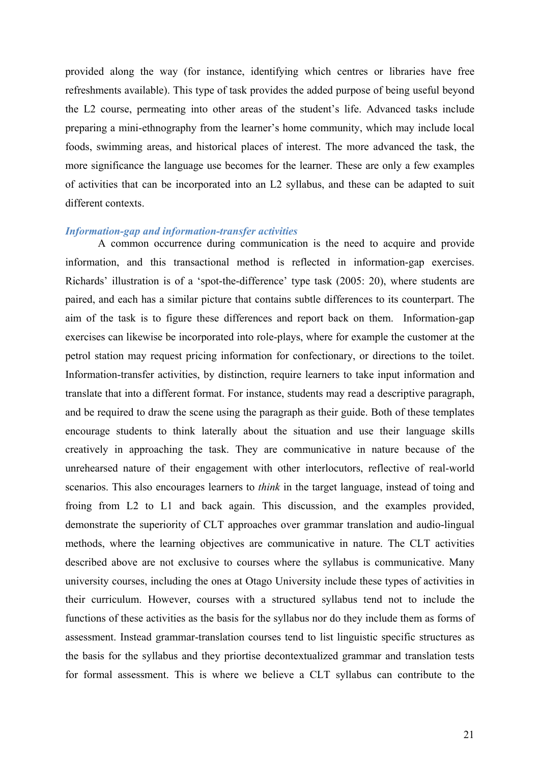provided along the way (for instance, identifying which centres or libraries have free refreshments available). This type of task provides the added purpose of being useful beyond the L2 course, permeating into other areas of the student's life. Advanced tasks include preparing a mini-ethnography from the learner's home community, which may include local foods, swimming areas, and historical places of interest. The more advanced the task, the more significance the language use becomes for the learner. These are only a few examples of activities that can be incorporated into an L2 syllabus, and these can be adapted to suit different contexts.

### *Information-gap and information-transfer activities*

A common occurrence during communication is the need to acquire and provide information, and this transactional method is reflected in information-gap exercises. Richards' illustration is of a 'spot-the-difference' type task (2005: 20), where students are paired, and each has a similar picture that contains subtle differences to its counterpart. The aim of the task is to figure these differences and report back on them. Information-gap exercises can likewise be incorporated into role-plays, where for example the customer at the petrol station may request pricing information for confectionary, or directions to the toilet. Information-transfer activities, by distinction, require learners to take input information and translate that into a different format. For instance, students may read a descriptive paragraph, and be required to draw the scene using the paragraph as their guide. Both of these templates encourage students to think laterally about the situation and use their language skills creatively in approaching the task. They are communicative in nature because of the unrehearsed nature of their engagement with other interlocutors, reflective of real-world scenarios. This also encourages learners to *think* in the target language, instead of toing and froing from L2 to L1 and back again. This discussion, and the examples provided, demonstrate the superiority of CLT approaches over grammar translation and audio-lingual methods, where the learning objectives are communicative in nature. The CLT activities described above are not exclusive to courses where the syllabus is communicative. Many university courses, including the ones at Otago University include these types of activities in their curriculum. However, courses with a structured syllabus tend not to include the functions of these activities as the basis for the syllabus nor do they include them as forms of assessment. Instead grammar-translation courses tend to list linguistic specific structures as the basis for the syllabus and they priortise decontextualized grammar and translation tests for formal assessment. This is where we believe a CLT syllabus can contribute to the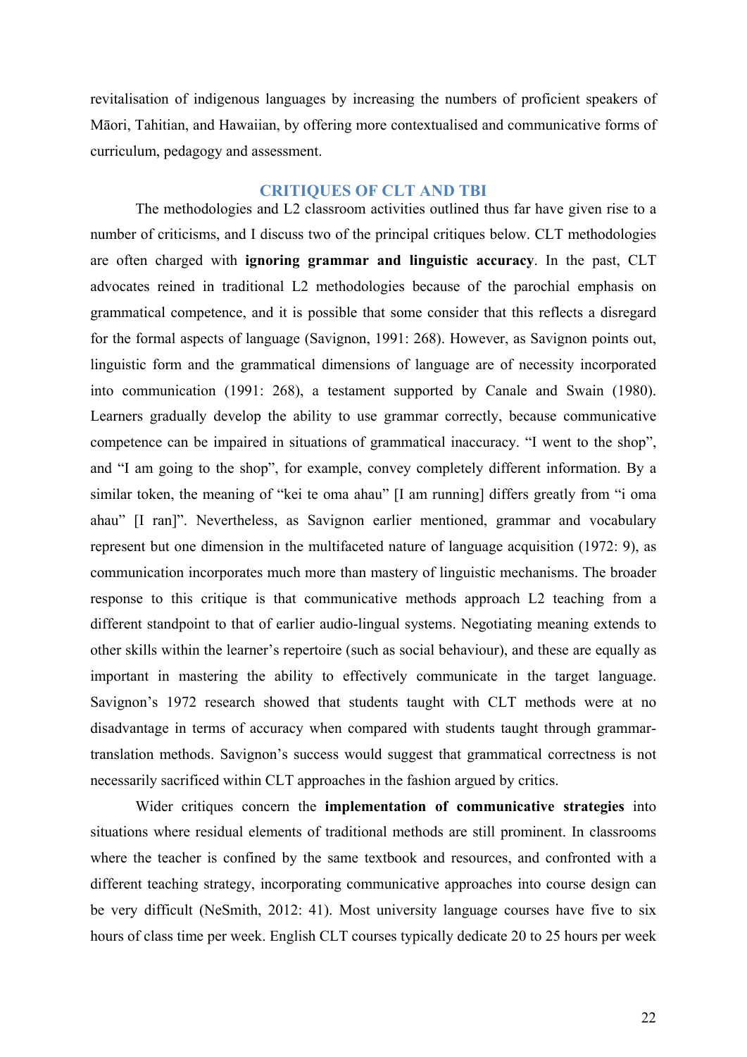revitalisation of indigenous languages by increasing the numbers of proficient speakers of Māori, Tahitian, and Hawaiian, by offering more contextualised and communicative forms of curriculum, pedagogy and assessment.

## CRITIQUES OF CLT AND TBI

The methodologies and L2 classroom activities outlined thus far have given rise to a number of criticisms, and I discuss two of the principal critiques below. CLT methodologies are often charged with **ignoring grammar and linguistic accuracy**. In the past, CLT advocates reined in traditional L2 methodologies because of the parochial emphasis on grammatical competence, and it is possible that some consider that this reflects a disregard for the formal aspects of language (Savignon, 1991: 268). However, as Savignon points out, linguistic form and the grammatical dimensions of language are of necessity incorporated into communication (1991: 268), a testament supported by Canale and Swain (1980). Learners gradually develop the ability to use grammar correctly, because communicative competence can be impaired in situations of grammatical inaccuracy. "I went to the shop", and "I am going to the shop", for example, convey completely different information. By a similar token, the meaning of "kei te oma ahau" [I am running] differs greatly from "i oma ahau" [I ran]". Nevertheless, as Savignon earlier mentioned, grammar and vocabulary represent but one dimension in the multifaceted nature of language acquisition (1972: 9), as communication incorporates much more than mastery of linguistic mechanisms. The broader response to this critique is that communicative methods approach L2 teaching from a different standpoint to that of earlier audio-lingual systems. Negotiating meaning extends to other skills within the learner's repertoire (such as social behaviour), and these are equally as important in mastering the ability to effectively communicate in the target language. Savignon's 1972 research showed that students taught with CLT methods were at no disadvantage in terms of accuracy when compared with students taught through grammar-translation methods. Savignon's success would suggest that grammatical correctness is not necessarily sacrificed within CLT approaches in the fashion argued by critics.

Wider critiques concern the **implementation of communicative strategies** into situations where residual elements of traditional methods are still prominent. In classrooms where the teacher is confined by the same textbook and resources, and confronted with a different teaching strategy, incorporating communicative approaches into course design can be very difficult (NeSmith, 2012: 41). Most university language courses have five to six hours of class time per week. English CLT courses typically dedicate 20 to 25 hours per week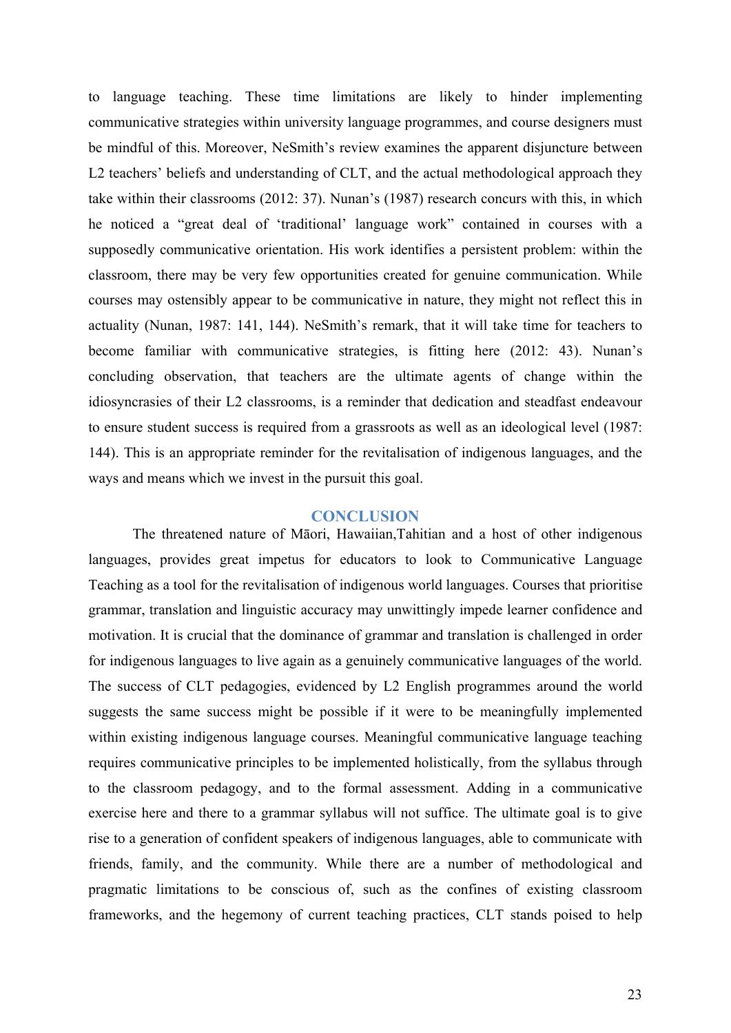to language teaching. These time limitations are likely to hinder implementing communicative strategies within university language programmes, and course designers must be mindful of this. Moreover, NeSmith's review examines the apparent disjuncture between L2 teachers' beliefs and understanding of CLT, and the actual methodological approach they take within their classrooms (2012: 37). Nunan's (1987) research concurs with this, in which he noticed a "great deal of 'traditional' language work" contained in courses with a supposedly communicative orientation. His work identifies a persistent problem: within the classroom, there may be very few opportunities created for genuine communication. While courses may ostensibly appear to be communicative in nature, they might not reflect this in actuality (Nunan, 1987: 141, 144). NeSmith's remark, that it will take time for teachers to become familiar with communicative strategies, is fitting here (2012: 43). Nunan's concluding observation, that teachers are the ultimate agents of change within the idiosyncrasies of their L2 classrooms, is a reminder that dedication and steadfast endeavour to ensure student success is required from a grassroots as well as an ideological level (1987: 144). This is an appropriate reminder for the revitalisation of indigenous languages, and the ways and means which we invest in the pursuit this goal.

## CONCLUSION

The threatened nature of Māori, Hawaiian,Tahitian and a host of other indigenous languages, provides great impetus for educators to look to Communicative Language Teaching as a tool for the revitalisation of indigenous world languages. Courses that prioritise grammar, translation and linguistic accuracy may unwittingly impede learner confidence and motivation. It is crucial that the dominance of grammar and translation is challenged in order for indigenous languages to live again as a genuinely communicative languages of the world. The success of CLT pedagogies, evidenced by L2 English programmes around the world suggests the same success might be possible if it were to be meaningfully implemented within existing indigenous language courses. Meaningful communicative language teaching requires communicative principles to be implemented holistically, from the syllabus through to the classroom pedagogy, and to the formal assessment. Adding in a communicative exercise here and there to a grammar syllabus will not suffice. The ultimate goal is to give rise to a generation of confident speakers of indigenous languages, able to communicate with friends, family, and the community. While there are a number of methodological and pragmatic limitations to be conscious of, such as the confines of existing classroom frameworks, and the hegemony of current teaching practices, CLT stands poised to help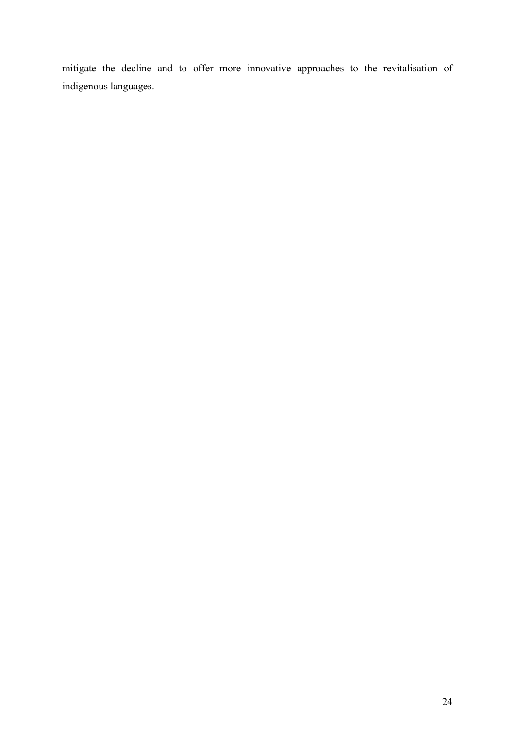mitigate the decline and to offer more innovative approaches to the revitalisation of indigenous languages.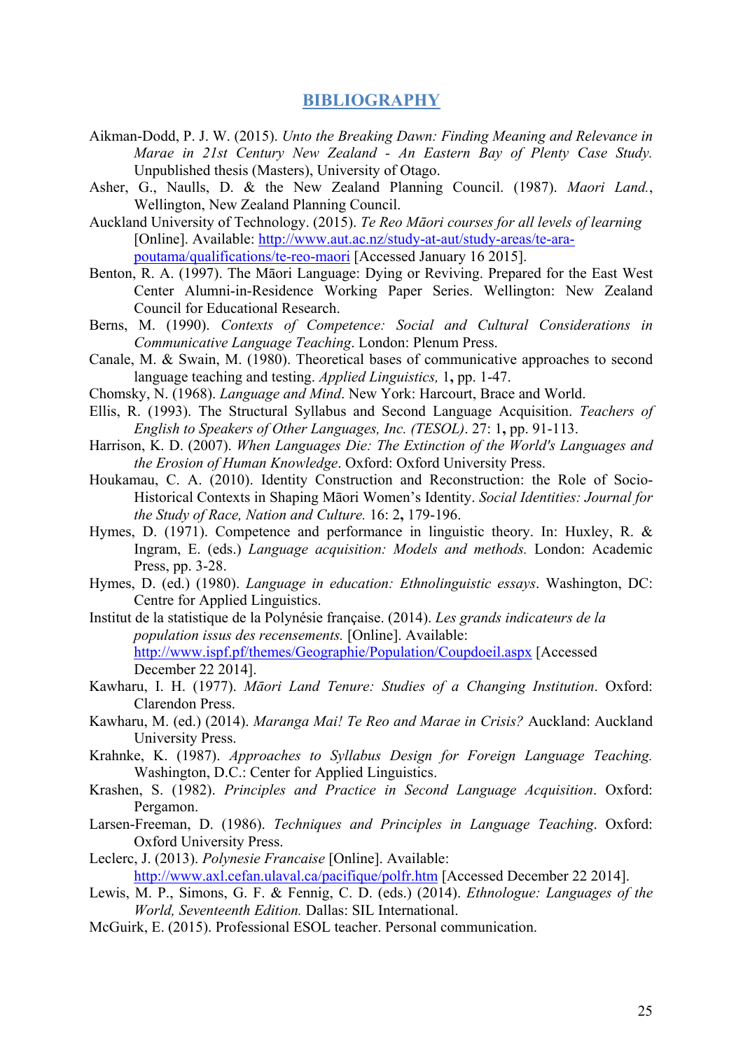# BIBLIOGRAPHY

Aikman-Dodd, P. J. W. (2015). *Unto the Breaking Dawn: Finding Meaning and Relevance in Marae in 21st Century New Zealand - An Eastern Bay of Plenty Case Study.* Unpublished thesis (Masters), University of Otago.

Asher, G., Naulls, D. & the New Zealand Planning Council. (1987). *Maori Land.*, Wellington, New Zealand Planning Council.

Auckland University of Technology. (2015). *Te Reo Māori courses for all levels of learning* [Online]. Available: [http://www.aut.ac.nz/study-at-aut/study-areas/te-ara-poutama/qualifications/te-reo-maori](http://www.aut.ac.nz/study-at-aut/study-areas/te-ara-poutama/qualifications/te-reo-maori) [Accessed January 16 2015].

Benton, R. A. (1997). The Māori Language: Dying or Reviving. Prepared for the East West Center Alumni-in-Residence Working Paper Series. Wellington: New Zealand Council for Educational Research.

Berns, M. (1990). *Contexts of Competence: Social and Cultural Considerations in Communicative Language Teaching*. London: Plenum Press.

Canale, M. & Swain, M. (1980). Theoretical bases of communicative approaches to second language teaching and testing. *Applied Linguistics,* 1**,** pp. 1-47.

Chomsky, N. (1968). *Language and Mind*. New York: Harcourt, Brace and World.

Ellis, R. (1993). The Structural Syllabus and Second Language Acquisition. *Teachers of English to Speakers of Other Languages, Inc. (TESOL)*. 27: 1**,** pp. 91-113.

Harrison, K. D. (2007). *When Languages Die: The Extinction of the World's Languages and the Erosion of Human Knowledge*. Oxford: Oxford University Press.

Houkamau, C. A. (2010). Identity Construction and Reconstruction: the Role of Socio-Historical Contexts in Shaping Māori Women's Identity. *Social Identities: Journal for the Study of Race, Nation and Culture.* 16: 2**,** 179-196.

Hymes, D. (1971). Competence and performance in linguistic theory. In: Huxley, R. & Ingram, E. (eds.) *Language acquisition: Models and methods.* London: Academic Press, pp. 3-28.

Hymes, D. (ed.) (1980). *Language in education: Ethnolinguistic essays*. Washington, DC: Centre for Applied Linguistics.

Institut de la statistique de la Polynésie française. (2014). *Les grands indicateurs de la population issus des recensements.* [Online]. Available: [http://www.ispf.pf/themes/Geographie/Population/Coupdoeil.aspx](http://www.ispf.pf/themes/Geographie/Population/Coupdoeil.aspx) [Accessed December 22 2014].

Kawharu, I. H. (1977). *Māori Land Tenure: Studies of a Changing Institution*. Oxford: Clarendon Press.

Kawharu, M. (ed.) (2014). *Maranga Mai! Te Reo and Marae in Crisis?* Auckland: Auckland University Press.

Krahnke, K. (1987). *Approaches to Syllabus Design for Foreign Language Teaching.* Washington, D.C.: Center for Applied Linguistics.

Krashen, S. (1982). *Principles and Practice in Second Language Acquisition*. Oxford: Pergamon.

Larsen-Freeman, D. (1986). *Techniques and Principles in Language Teaching*. Oxford: Oxford University Press.

Leclerc, J. (2013). *Polynesie Francaise* [Online]. Available: [http://www.axl.cefan.ulaval.ca/pacifique/polfr.htm](http://www.axl.cefan.ulaval.ca/pacifique/polfr.htm) [Accessed December 22 2014].

Lewis, M. P., Simons, G. F. & Fennig, C. D. (eds.) (2014). *Ethnologue: Languages of the World, Seventeenth Edition.* Dallas: SIL International.

McGuirk, E. (2015). Professional ESOL teacher. Personal communication.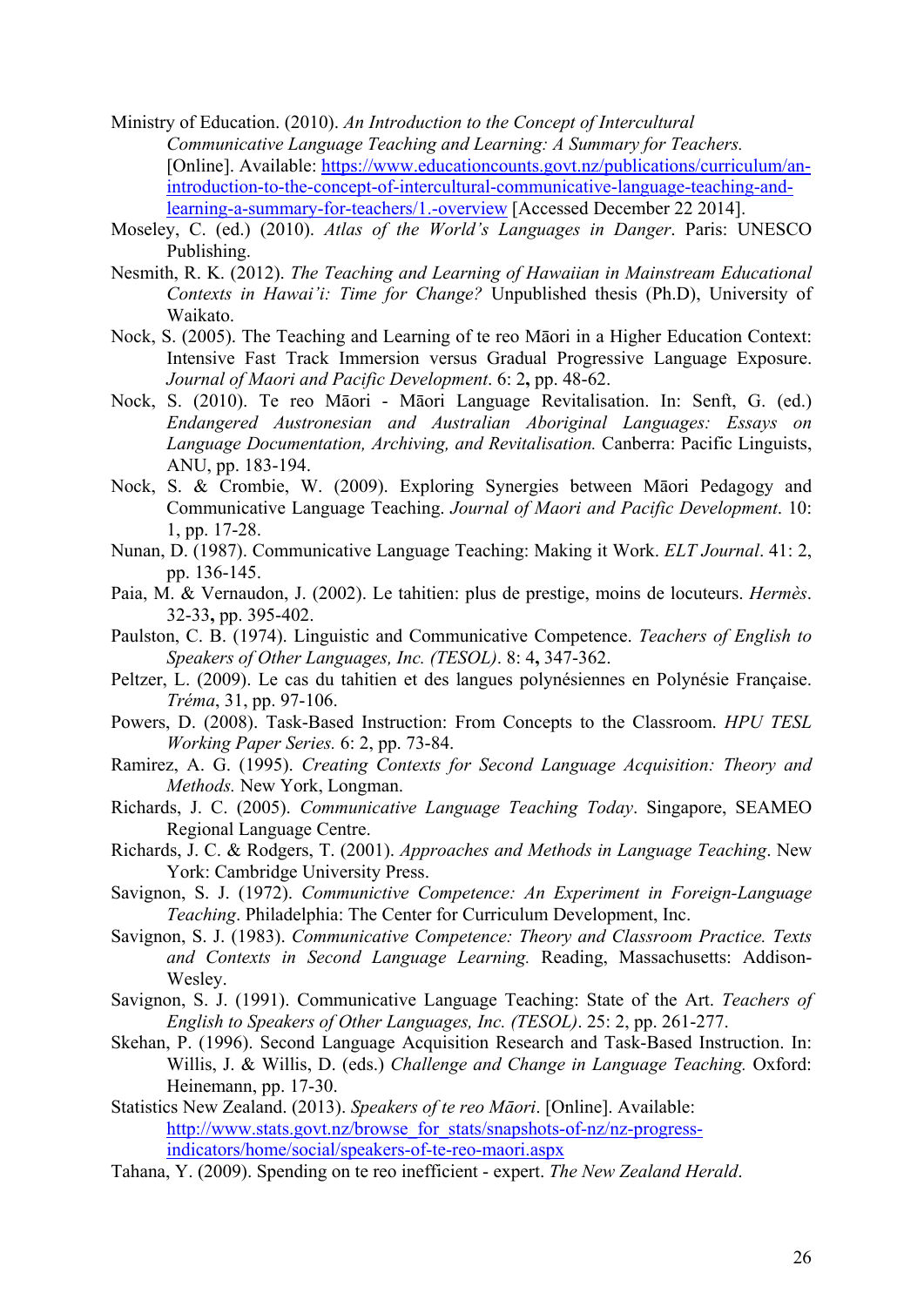Ministry of Education. (2010). *An Introduction to the Concept of Intercultural Communicative Language Teaching and Learning: A Summary for Teachers.* [Online]. Available: https://www.educationcounts.govt.nz/publications/curriculum/an-introduction-to-the-concept-of-intercultural-communicative-language-teaching-and-learning-a-summary-for-teachers/1.-overview [Accessed December 22 2014].

Moseley, C. (ed.) (2010). *Atlas of the World's Languages in Danger*. Paris: UNESCO Publishing.

Nesmith, R. K. (2012). *The Teaching and Learning of Hawaiian in Mainstream Educational Contexts in Hawai'i: Time for Change?* Unpublished thesis (Ph.D), University of Waikato.

Nock, S. (2005). The Teaching and Learning of te reo Māori in a Higher Education Context: Intensive Fast Track Immersion versus Gradual Progressive Language Exposure. *Journal of Maori and Pacific Development*. 6: 2**,** pp. 48-62.

Nock, S. (2010). Te reo Māori - Māori Language Revitalisation. In: Senft, G. (ed.) *Endangered Austronesian and Australian Aboriginal Languages: Essays on Language Documentation, Archiving, and Revitalisation.* Canberra: Pacific Linguists, ANU, pp. 183-194.

Nock, S. & Crombie, W. (2009). Exploring Synergies between Māori Pedagogy and Communicative Language Teaching. *Journal of Maori and Pacific Development*. 10: 1, pp. 17-28.

Nunan, D. (1987). Communicative Language Teaching: Making it Work. *ELT Journal*. 41: 2, pp. 136-145.

Paia, M. & Vernaudon, J. (2002). Le tahitien: plus de prestige, moins de locuteurs. *Hermès*. 32-33**,** pp. 395-402.

Paulston, C. B. (1974). Linguistic and Communicative Competence. *Teachers of English to Speakers of Other Languages, Inc. (TESOL)*. 8: 4**,** 347-362.

Peltzer, L. (2009). Le cas du tahitien et des langues polynésiennes en Polynésie Française. *Tréma*, 31, pp. 97-106.

Powers, D. (2008). Task-Based Instruction: From Concepts to the Classroom. *HPU TESL Working Paper Series.* 6: 2, pp. 73-84.

Ramirez, A. G. (1995). *Creating Contexts for Second Language Acquisition: Theory and Methods.* New York, Longman.

Richards, J. C. (2005). *Communicative Language Teaching Today*. Singapore, SEAMEO Regional Language Centre.

Richards, J. C. & Rodgers, T. (2001). *Approaches and Methods in Language Teaching*. New York: Cambridge University Press.

Savignon, S. J. (1972). *Communictive Competence: An Experiment in Foreign-Language Teaching*. Philadelphia: The Center for Curriculum Development, Inc.

Savignon, S. J. (1983). *Communicative Competence: Theory and Classroom Practice. Texts and Contexts in Second Language Learning.* Reading, Massachusetts: Addison-Wesley.

Savignon, S. J. (1991). Communicative Language Teaching: State of the Art. *Teachers of English to Speakers of Other Languages, Inc. (TESOL)*. 25: 2, pp. 261-277.

Skehan, P. (1996). Second Language Acquisition Research and Task-Based Instruction. In: Willis, J. & Willis, D. (eds.) *Challenge and Change in Language Teaching.* Oxford: Heinemann, pp. 17-30.

Statistics New Zealand. (2013). *Speakers of te reo Māori*. [Online]. Available: http://www.stats.govt.nz/browse_for_stats/snapshots-of-nz/nz-progress-indicators/home/social/speakers-of-te-reo-maori.aspx

Tahana, Y. (2009). Spending on te reo inefficient - expert. *The New Zealand Herald*.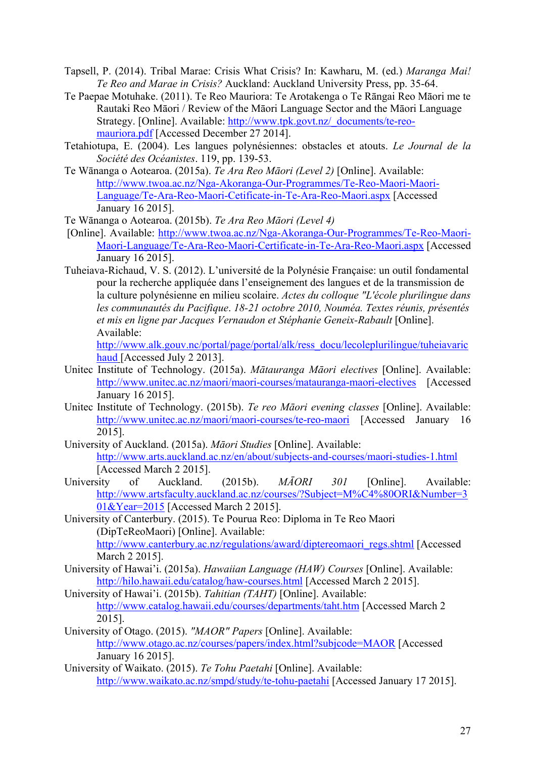Tapsell, P. (2014). Tribal Marae: Crisis What Crisis? In: Kawharu, M. (ed.) *Maranga Mai! Te Reo and Marae in Crisis?* Auckland: Auckland University Press, pp. 35-64.

Te Paepae Motuhake. (2011). Te Reo Mauriora: Te Arotakenga o Te Rāngai Reo Māori me te Rautaki Reo Māori / Review of the Māori Language Sector and the Māori Language Strategy. [Online]. Available: http://www.tpk.govt.nz/_documents/te-reo-mauriora.pdf [Accessed December 27 2014].

Tetahiotupa, E. (2004). Les langues polynésiennes: obstacles et atouts. *Le Journal de la Société des Océanistes*. 119, pp. 139-53.

Te Wānanga o Aotearoa. (2015a). *Te Ara Reo Māori (Level 2)* [Online]. Available: http://www.twoa.ac.nz/Nga-Akoranga-Our-Programmes/Te-Reo-Maori-Maori-Language/Te-Ara-Reo-Maori-Cetificate-in-Te-Ara-Reo-Maori.aspx [Accessed January 16 2015].

Te Wānanga o Aotearoa. (2015b). *Te Ara Reo Māori (Level 4)* [Online]. Available: http://www.twoa.ac.nz/Nga-Akoranga-Our-Programmes/Te-Reo-Maori-Maori-Language/Te-Ara-Reo-Maori-Certificate-in-Te-Ara-Reo-Maori.aspx [Accessed January 16 2015].

Tuheiava-Richaud, V. S. (2012). L'université de la Polynésie Française: un outil fondamental pour la recherche appliquée dans l'enseignement des langues et de la transmission de la culture polynésienne en milieu scolaire. *Actes du colloque "L'école plurilingue dans les communautés du Pacifique. 18-21 octobre 2010, Nouméa. Textes réunis, présentés et mis en ligne par Jacques Vernaudon et Stéphanie Geneix-Rabault* [Online]. Available: http://www.alk.gouv.nc/portal/page/portal/alk/ress_docu/lecoleplurilingue/tuheiavaricaud [Accessed July 2 2013].

Unitec Institute of Technology. (2015a). *Mātauranga Māori electives* [Online]. Available: http://www.unitec.ac.nz/maori/maori-courses/matauranga-maori-electives [Accessed January 16 2015].

Unitec Institute of Technology. (2015b). *Te reo Māori evening classes* [Online]. Available: http://www.unitec.ac.nz/maori/maori-courses/te-reo-maori [Accessed January 16 2015].

University of Auckland. (2015a). *Māori Studies* [Online]. Available: http://www.arts.auckland.ac.nz/en/about/subjects-and-courses/maori-studies-1.html [Accessed March 2 2015].

University of Auckland. (2015b). *MĀORI 301* [Online]. Available: http://www.artsfaculty.auckland.ac.nz/courses/?Subject=M%C4%80ORI&Number=301&Year=2015 [Accessed March 2 2015].

University of Canterbury. (2015). Te Pourua Reo: Diploma in Te Reo Maori (DipTeReoMaori) [Online]. Available: http://www.canterbury.ac.nz/regulations/award/diptereomaori_regs.shtml [Accessed March 2 2015].

University of Hawai'i. (2015a). *Hawaiian Language (HAW) Courses* [Online]. Available: http://hilo.hawaii.edu/catalog/haw-courses.html [Accessed March 2 2015].

University of Hawai'i. (2015b). *Tahitian (TAHT)* [Online]. Available: http://www.catalog.hawaii.edu/courses/departments/taht.htm [Accessed March 2 2015].

University of Otago. (2015). *"MAOR" Papers* [Online]. Available: http://www.otago.ac.nz/courses/papers/index.html?subjcode=MAOR [Accessed January 16 2015].

University of Waikato. (2015). *Te Tohu Paetahi* [Online]. Available: http://www.waikato.ac.nz/smpd/study/te-tohu-paetahi [Accessed January 17 2015].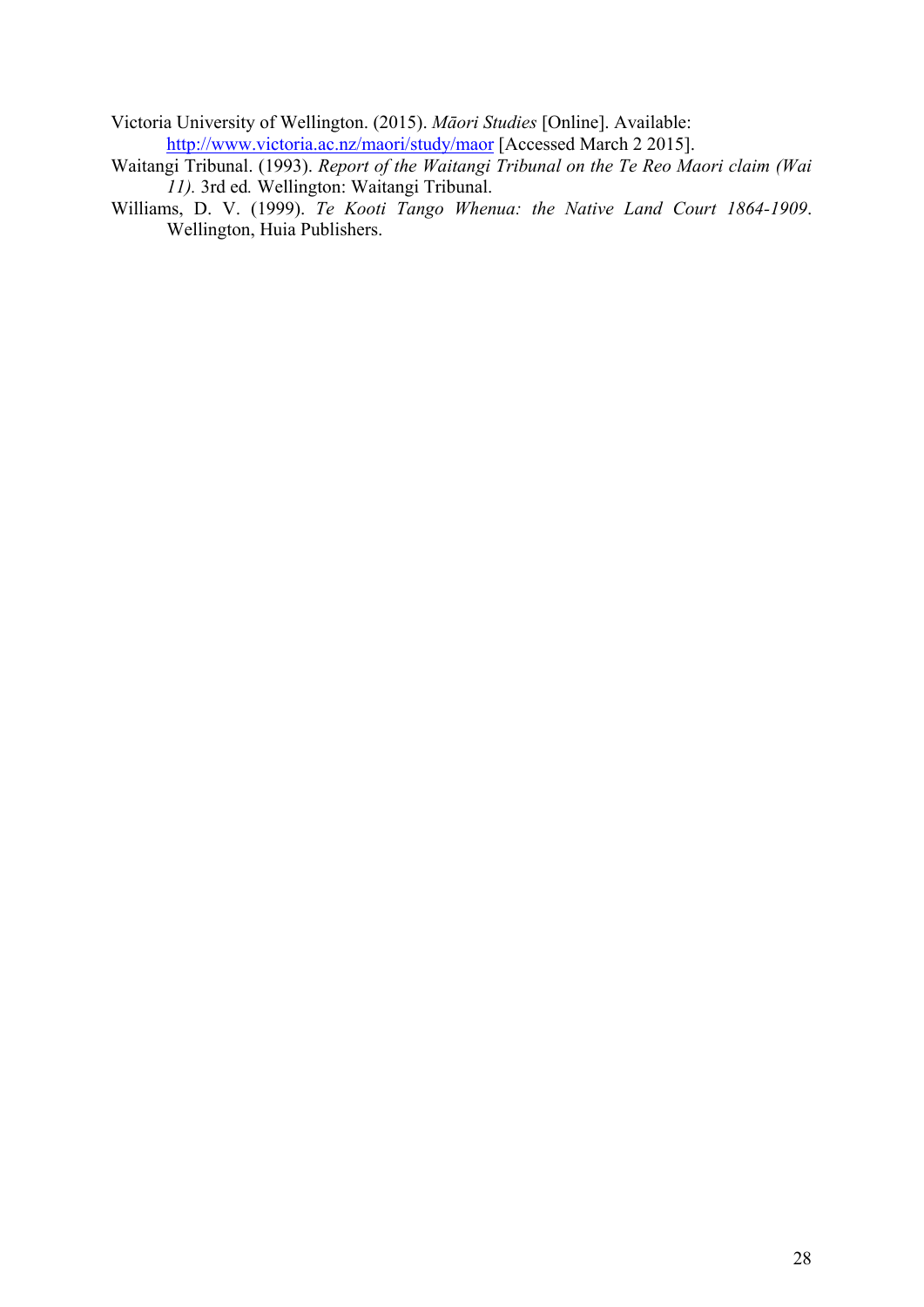Victoria University of Wellington. (2015). *Māori Studies* [Online]. Available: http://www.victoria.ac.nz/maori/study/maor [Accessed March 2 2015].

Waitangi Tribunal. (1993). *Report of the Waitangi Tribunal on the Te Reo Maori claim (Wai 11).* 3rd ed*.* Wellington: Waitangi Tribunal.

Williams, D. V. (1999). *Te Kooti Tango Whenua: the Native Land Court 1864-1909*. Wellington, Huia Publishers.